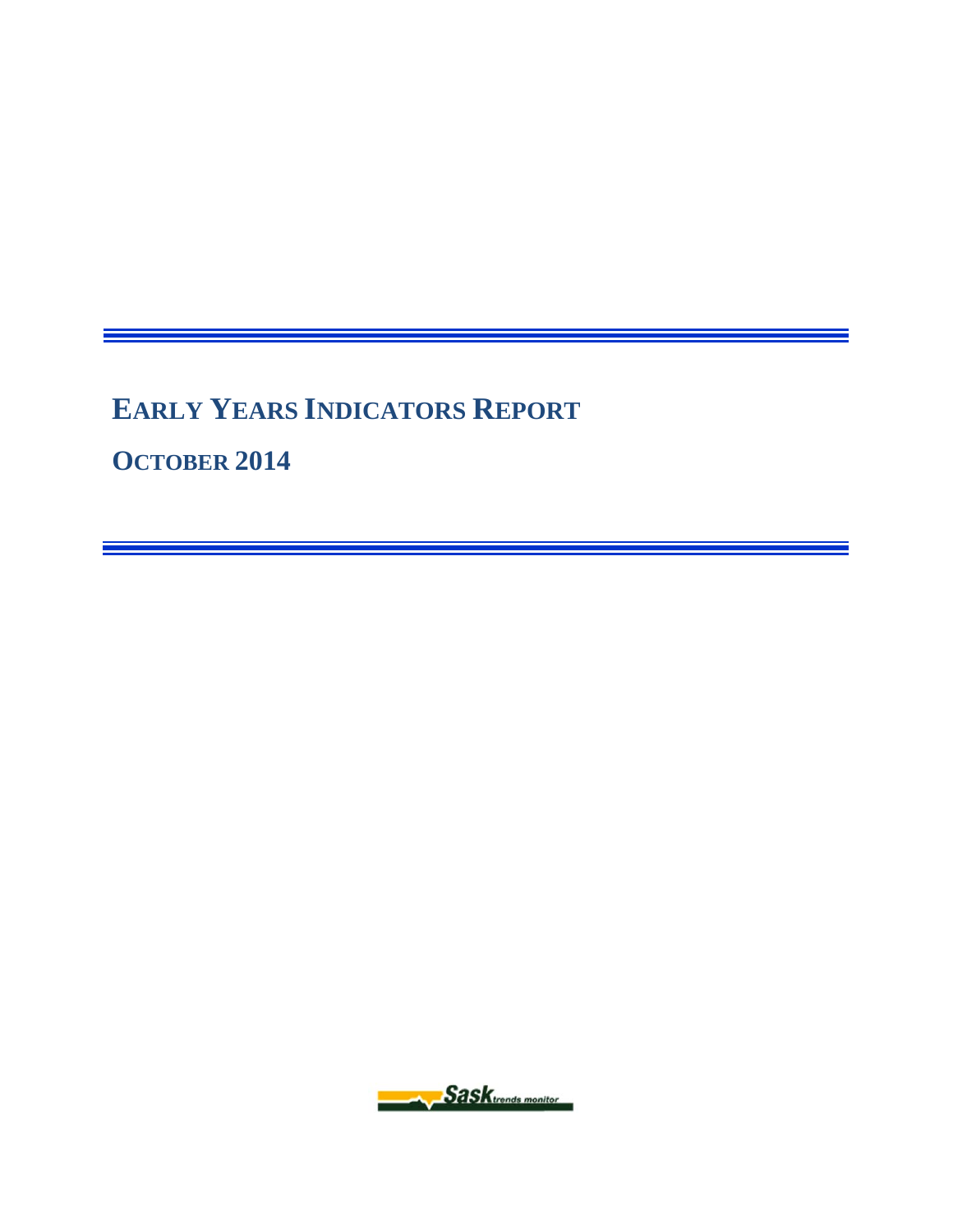# EARLY YEARS INDICATORS REPORT

## OCTOBER 2014

Sask trends monitor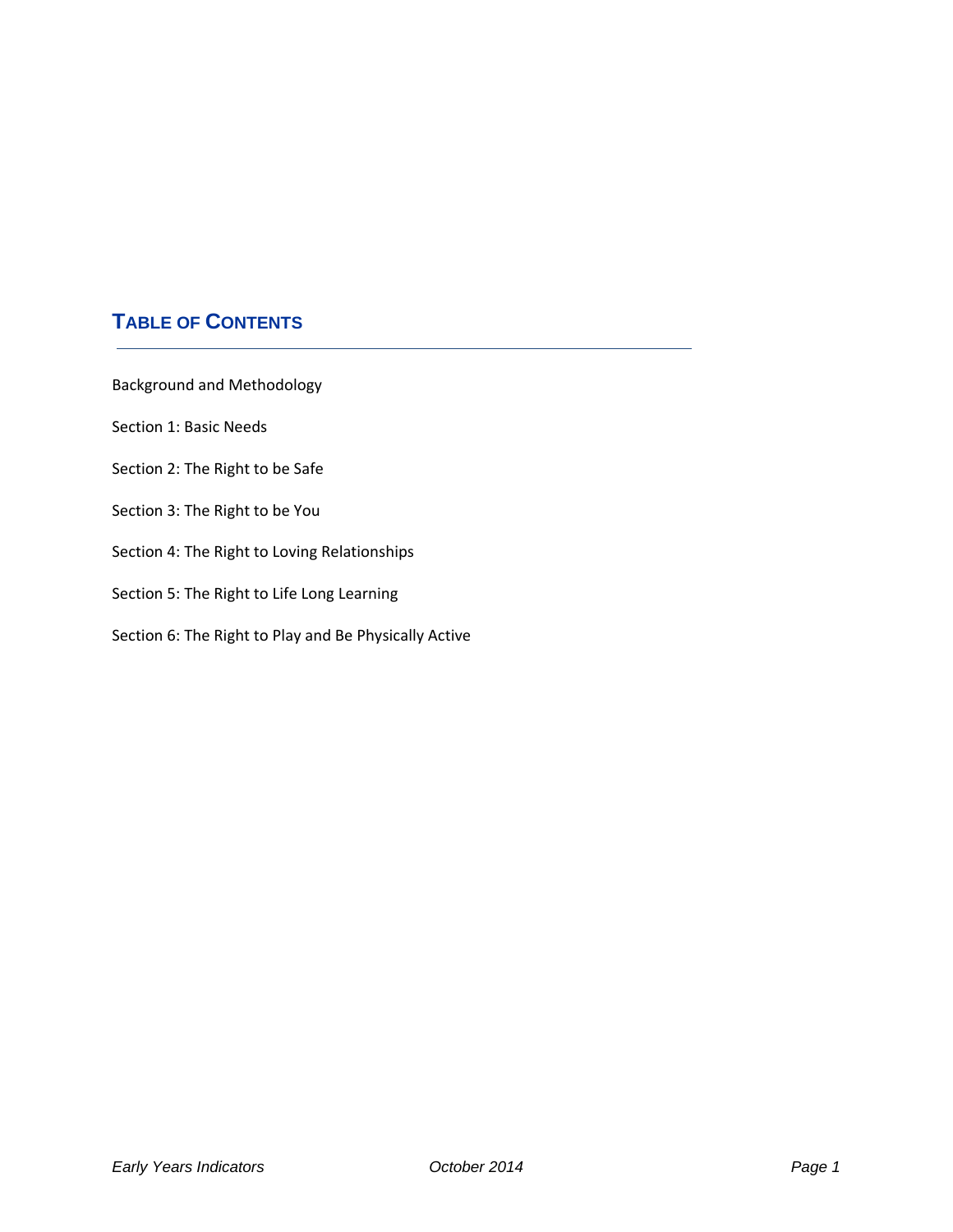## Table of Contents

Background and Methodology

Section 1: Basic Needs

Section 2: The Right to be Safe

Section 3: The Right to be You

Section 4: The Right to Loving Relationships

Section 5: The Right to Life Long Learning

Section 6: The Right to Play and Be Physically Active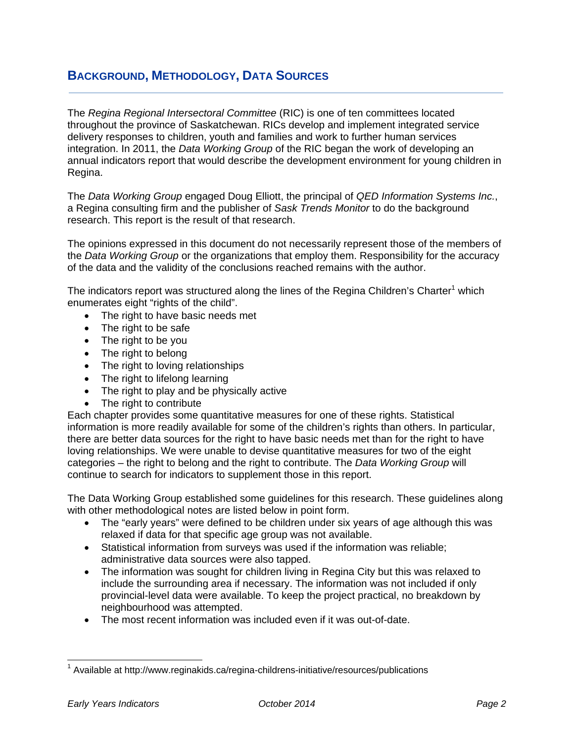## BACKGROUND, METHODOLOGY, DATA SOURCES

The *Regina Regional Intersectoral Committee* (RIC) is one of ten committees located throughout the province of Saskatchewan. RICs develop and implement integrated service delivery responses to children, youth and families and work to further human services integration. In 2011, the *Data Working Group* of the RIC began the work of developing an annual indicators report that would describe the development environment for young children in Regina.

The *Data Working Group* engaged Doug Elliott, the principal of *QED Information Systems Inc.*, a Regina consulting firm and the publisher of *Sask Trends Monitor* to do the background research. This report is the result of that research.

The opinions expressed in this document do not necessarily represent those of the members of the *Data Working Group* or the organizations that employ them. Responsibility for the accuracy of the data and the validity of the conclusions reached remains with the author.

The indicators report was structured along the lines of the Regina Children's Charter[1] which enumerates eight "rights of the child".

- The right to have basic needs met
- The right to be safe
- The right to be you
- The right to belong
- The right to loving relationships
- The right to lifelong learning
- The right to play and be physically active
- The right to contribute

Each chapter provides some quantitative measures for one of these rights. Statistical information is more readily available for some of the children's rights than others. In particular, there are better data sources for the right to have basic needs met than for the right to have loving relationships. We were unable to devise quantitative measures for two of the eight categories – the right to belong and the right to contribute. The *Data Working Group* will continue to search for indicators to supplement those in this report.

The Data Working Group established some guidelines for this research. These guidelines along with other methodological notes are listed below in point form.

- The "early years" were defined to be children under six years of age although this was relaxed if data for that specific age group was not available.
- Statistical information from surveys was used if the information was reliable; administrative data sources were also tapped.
- The information was sought for children living in Regina City but this was relaxed to include the surrounding area if necessary. The information was not included if only provincial-level data were available. To keep the project practical, no breakdown by neighbourhood was attempted.
- The most recent information was included even if it was out-of-date.

[1] Available at http://www.reginakids.ca/regina-childrens-initiative/resources/publications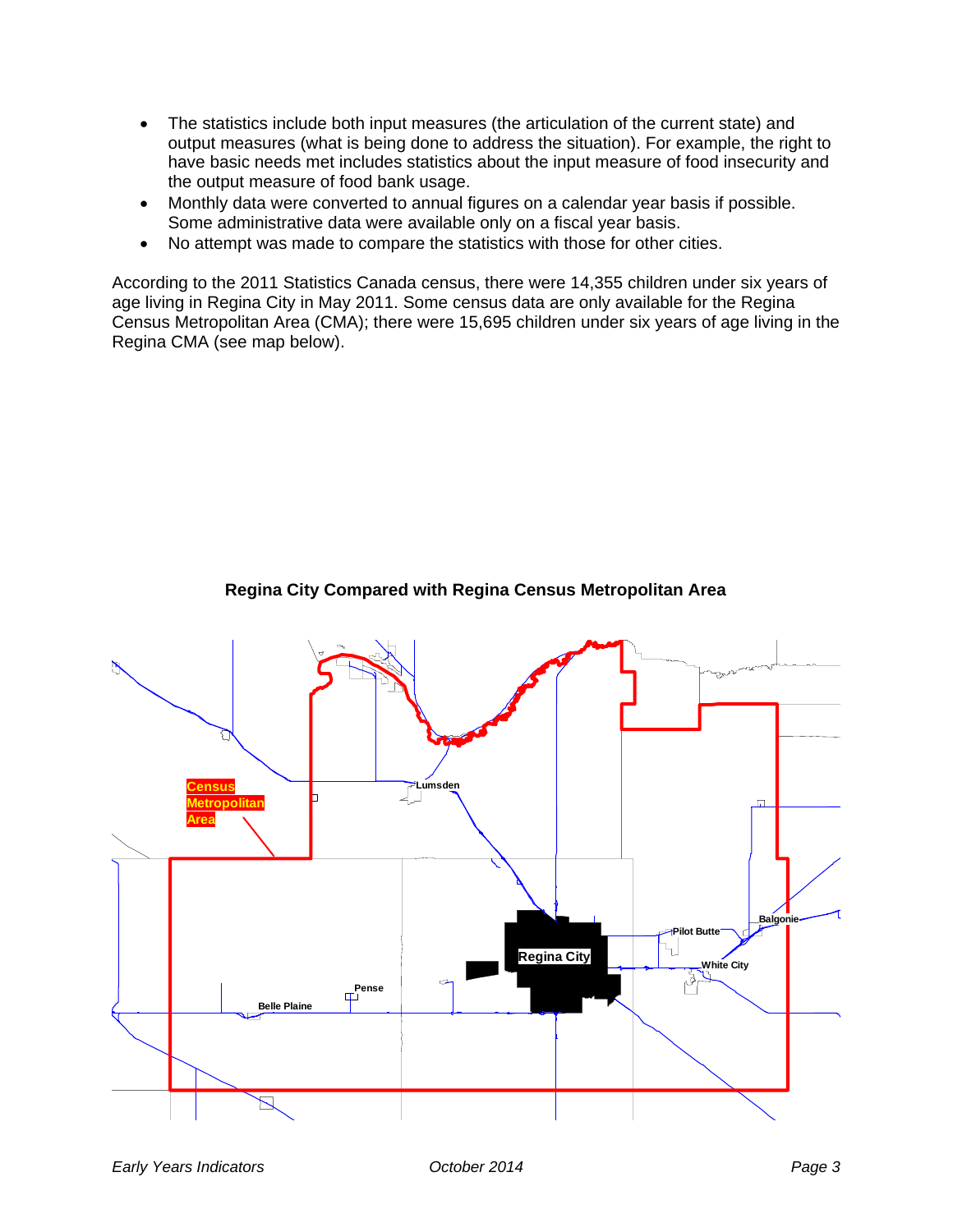- The statistics include both input measures (the articulation of the current state) and output measures (what is being done to address the situation). For example, the right to have basic needs met includes statistics about the input measure of food insecurity and the output measure of food bank usage.
- Monthly data were converted to annual figures on a calendar year basis if possible. Some administrative data were available only on a fiscal year basis.
- No attempt was made to compare the statistics with those for other cities.

According to the 2011 Statistics Canada census, there were 14,355 children under six years of age living in Regina City in May 2011. Some census data are only available for the Regina Census Metropolitan Area (CMA); there were 15,695 children under six years of age living in the Regina CMA (see map below).

**Regina City Compared with Regina Census Metropolitan Area**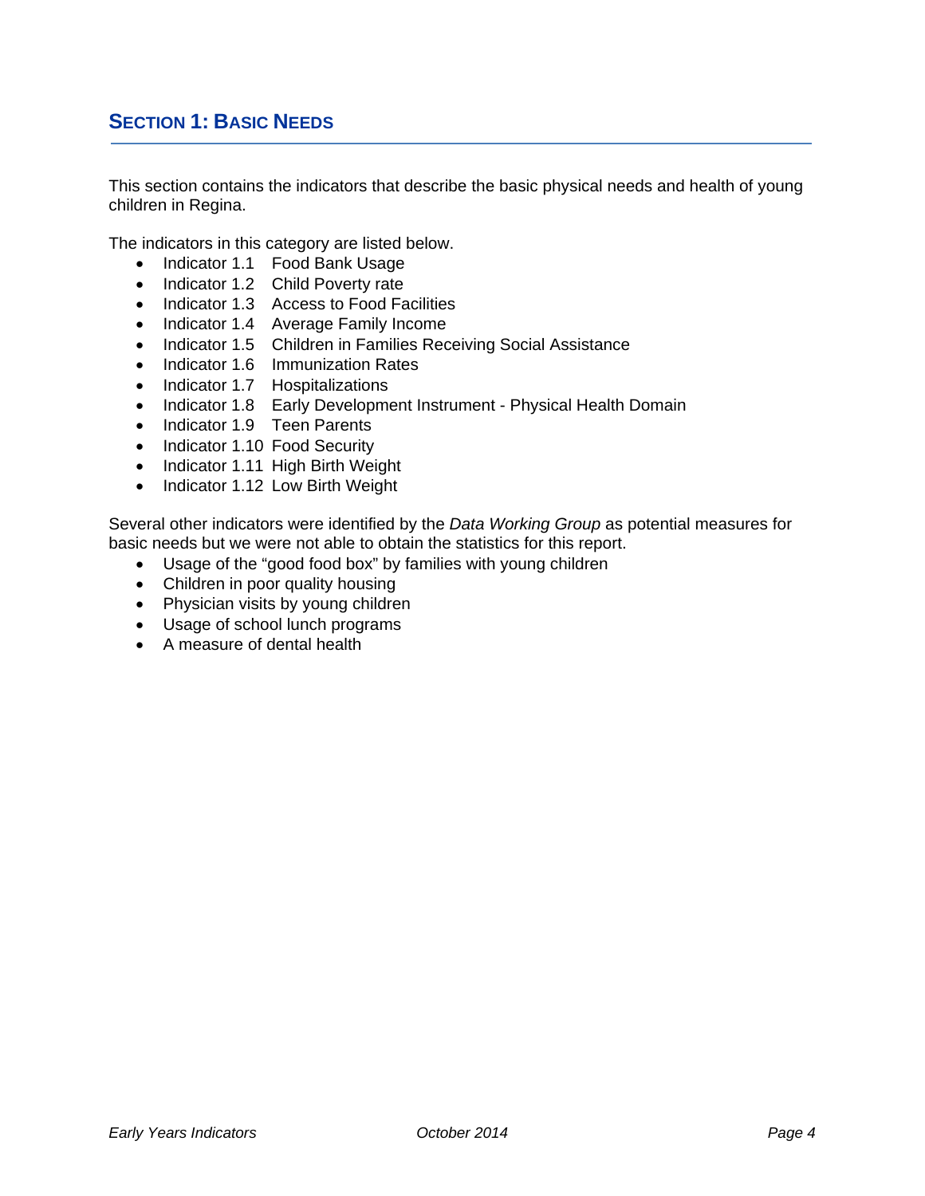## Section 1: Basic Needs

This section contains the indicators that describe the basic physical needs and health of young children in Regina.

The indicators in this category are listed below.

- Indicator 1.1 Food Bank Usage
- Indicator 1.2 Child Poverty rate
- Indicator 1.3 Access to Food Facilities
- Indicator 1.4 Average Family Income
- Indicator 1.5 Children in Families Receiving Social Assistance
- Indicator 1.6 Immunization Rates
- Indicator 1.7 Hospitalizations
- Indicator 1.8 Early Development Instrument - Physical Health Domain
- Indicator 1.9 Teen Parents
- Indicator 1.10 Food Security
- Indicator 1.11 High Birth Weight
- Indicator 1.12 Low Birth Weight

Several other indicators were identified by the *Data Working Group* as potential measures for basic needs but we were not able to obtain the statistics for this report.

- Usage of the "good food box" by families with young children
- Children in poor quality housing
- Physician visits by young children
- Usage of school lunch programs
- A measure of dental health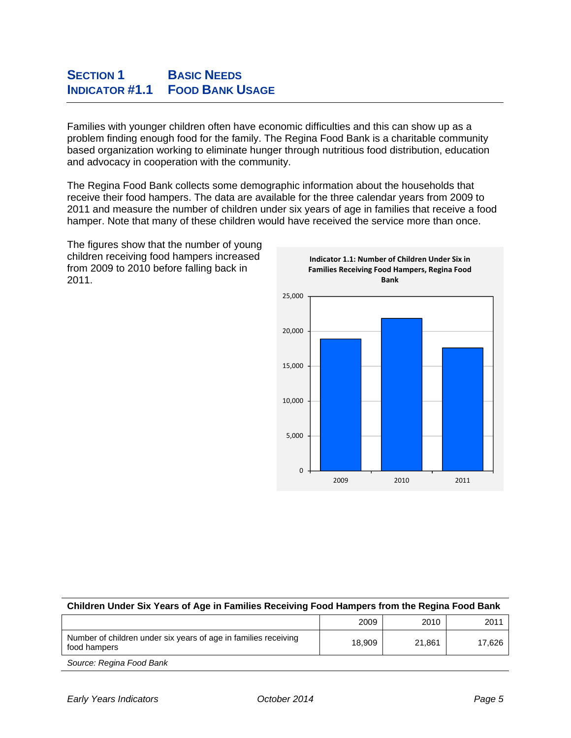## Section 1 Basic Needs
## Indicator #1.1 Food Bank Usage

Families with younger children often have economic difficulties and this can show up as a problem finding enough food for the family. The Regina Food Bank is a charitable community based organization working to eliminate hunger through nutritious food distribution, education and advocacy in cooperation with the community.

The Regina Food Bank collects some demographic information about the households that receive their food hampers. The data are available for the three calendar years from 2009 to 2011 and measure the number of children under six years of age in families that receive a food hamper. Note that many of these children would have received the service more than once.

The figures show that the number of young children receiving food hampers increased from 2009 to 2010 before falling back in 2011.

**Indicator 1.1: Number of Children Under Six in Families Receiving Food Hampers, Regina Food Bank**

**Children Under Six Years of Age in Families Receiving Food Hampers from the Regina Food Bank**

| | 2009 | 2010 | 2011 |
|---|---|---|---|
| Number of children under six years of age in families receiving food hampers | 18,909 | 21,861 | 17,626 |

*Source: Regina Food Bank*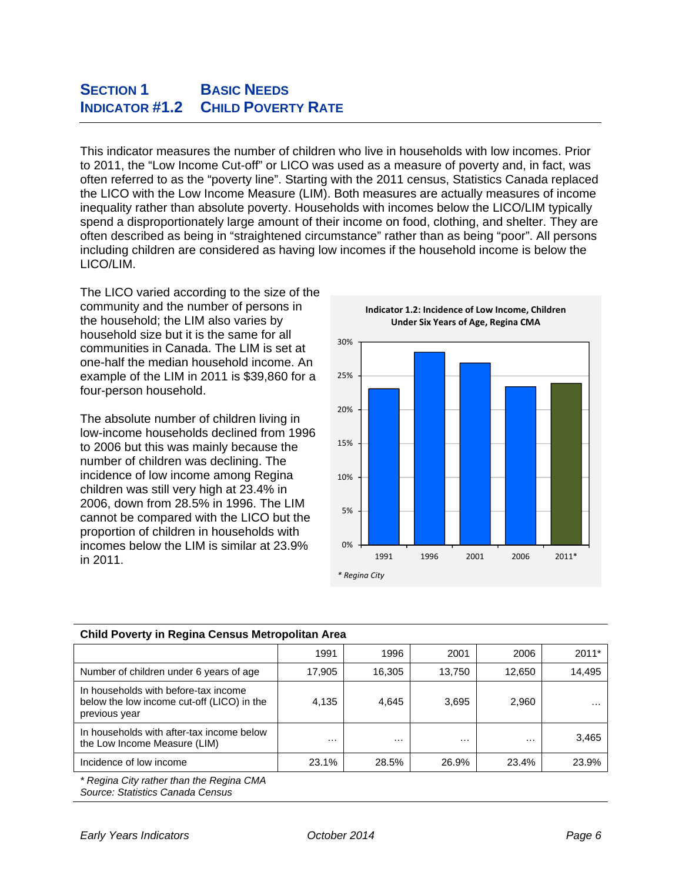# SECTION 1 BASIC NEEDS
## INDICATOR #1.2 CHILD POVERTY RATE

This indicator measures the number of children who live in households with low incomes. Prior to 2011, the "Low Income Cut-off" or LICO was used as a measure of poverty and, in fact, was often referred to as the "poverty line". Starting with the 2011 census, Statistics Canada replaced the LICO with the Low Income Measure (LIM). Both measures are actually measures of income inequality rather than absolute poverty. Households with incomes below the LICO/LIM typically spend a disproportionately large amount of their income on food, clothing, and shelter. They are often described as being in "straightened circumstance" rather than as being "poor". All persons including children are considered as having low incomes if the household income is below the LICO/LIM.

The LICO varied according to the size of the community and the number of persons in the household; the LIM also varies by household size but it is the same for all communities in Canada. The LIM is set at one-half the median household income. An example of the LIM in 2011 is $39,860 for a four-person household.

The absolute number of children living in low-income households declined from 1996 to 2006 but this was mainly because the number of children was declining. The incidence of low income among Regina children was still very high at 23.4% in 2006, down from 28.5% in 1996. The LIM cannot be compared with the LICO but the proportion of children in households with incomes below the LIM is similar at 23.9% in 2011.

**Indicator 1.2: Incidence of Low Income, Children Under Six Years of Age, Regina CMA**

| Year | Incidence |
|---|---|
| 1991 | 23.1% |
| 1996 | 28.5% |
| 2001 | 26.9% |
| 2006 | 23.4% |
| 2011* | 23.9% |

*\* Regina City*

**Child Poverty in Regina Census Metropolitan Area**

| | 1991 | 1996 | 2001 | 2006 | 2011* |
|---|---|---|---|---|---|
| Number of children under 6 years of age | 17,905 | 16,305 | 13,750 | 12,650 | 14,495 |
| In households with before-tax income below the low income cut-off (LICO) in the previous year | 4,135 | 4,645 | 3,695 | 2,960 | … |
| In households with after-tax income below the Low Income Measure (LIM) | … | … | … | … | 3,465 |
| Incidence of low income | 23.1% | 28.5% | 26.9% | 23.4% | 23.9% |

*\* Regina City rather than the Regina CMA*
*Source: Statistics Canada Census*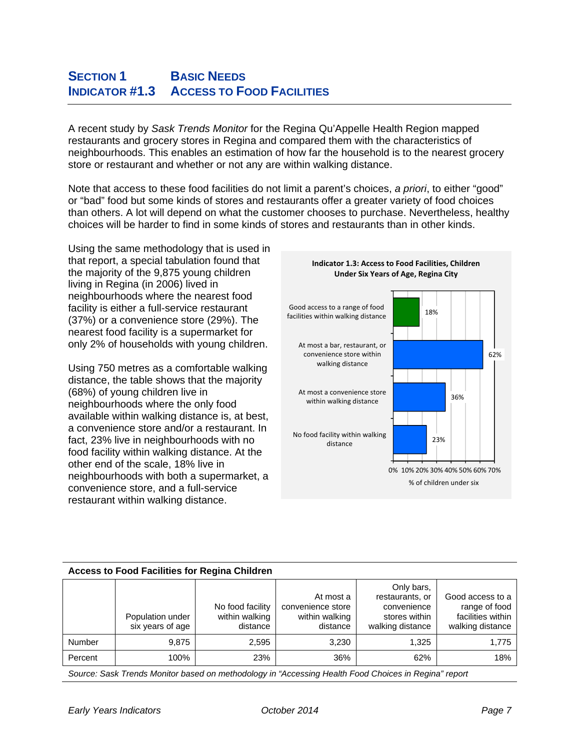## Section 1 Basic Needs
## Indicator #1.3 Access to Food Facilities

A recent study by *Sask Trends Monitor* for the Regina Qu'Appelle Health Region mapped restaurants and grocery stores in Regina and compared them with the characteristics of neighbourhoods. This enables an estimation of how far the household is to the nearest grocery store or restaurant and whether or not any are within walking distance.

Note that access to these food facilities do not limit a parent's choices, *a priori*, to either "good" or "bad" food but some kinds of stores and restaurants offer a greater variety of food choices than others. A lot will depend on what the customer chooses to purchase. Nevertheless, healthy choices will be harder to find in some kinds of stores and restaurants than in other kinds.

Using the same methodology that is used in that report, a special tabulation found that the majority of the 9,875 young children living in Regina (in 2006) lived in neighbourhoods where the nearest food facility is either a full-service restaurant (37%) or a convenience store (29%). The nearest food facility is a supermarket for only 2% of households with young children.

Using 750 metres as a comfortable walking distance, the table shows that the majority (68%) of young children live in neighbourhoods where the only food available within walking distance is, at best, a convenience store and/or a restaurant. In fact, 23% live in neighbourhoods with no food facility within walking distance. At the other end of the scale, 18% live in neighbourhoods with both a supermarket, a convenience store, and a full-service restaurant within walking distance.

**Indicator 1.3: Access to Food Facilities, Children Under Six Years of Age, Regina City**

| | % of children under six |
|---|---|
| Good access to a range of food facilities within walking distance | 18% |
| At most a bar, restaurant, or convenience store within walking distance | 62% |
| At most a convenience store within walking distance | 36% |
| No food facility within walking distance | 23% |

**Access to Food Facilities for Regina Children**

| | Population under six years of age | No food facility within walking distance | At most a convenience store within walking distance | Only bars, restaurants, or convenience stores within walking distance | Good access to a range of food facilities within walking distance |
|---|---|---|---|---|---|
| Number | 9,875 | 2,595 | 3,230 | 1,325 | 1,775 |
| Percent | 100% | 23% | 36% | 62% | 18% |

*Source: Sask Trends Monitor based on methodology in "Accessing Health Food Choices in Regina" report*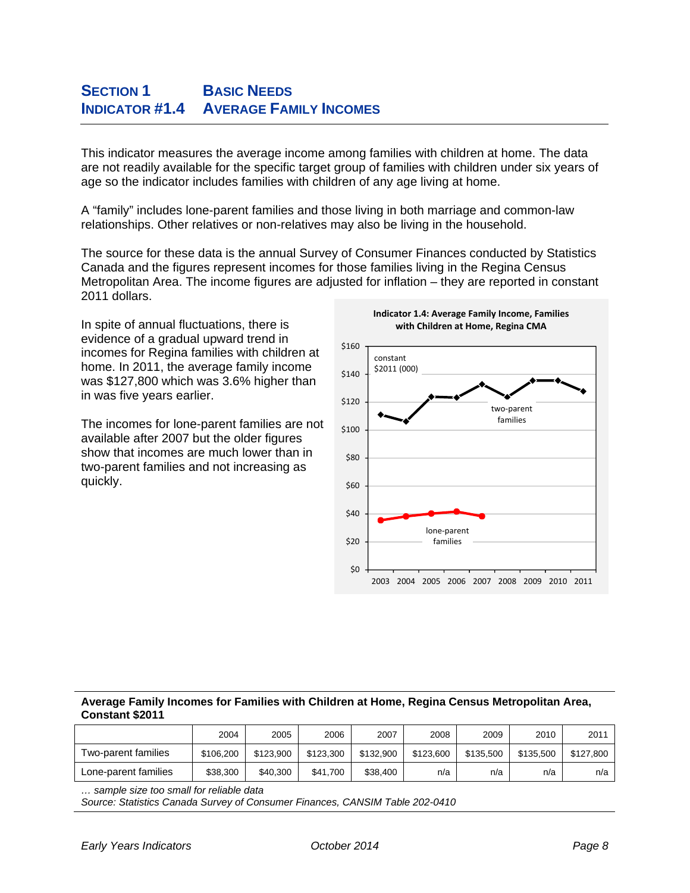## SECTION 1 BASIC NEEDS
## INDICATOR #1.4 AVERAGE FAMILY INCOMES

This indicator measures the average income among families with children at home. The data are not readily available for the specific target group of families with children under six years of age so the indicator includes families with children of any age living at home.

A "family" includes lone-parent families and those living in both marriage and common-law relationships. Other relatives or non-relatives may also be living in the household.

The source for these data is the annual Survey of Consumer Finances conducted by Statistics Canada and the figures represent incomes for those families living in the Regina Census Metropolitan Area. The income figures are adjusted for inflation – they are reported in constant 2011 dollars.

In spite of annual fluctuations, there is evidence of a gradual upward trend in incomes for Regina families with children at home. In 2011, the average family income was $127,800 which was 3.6% higher than in was five years earlier.

The incomes for lone-parent families are not available after 2007 but the older figures show that incomes are much lower than in two-parent families and not increasing as quickly.

**Indicator 1.4: Average Family Income, Families with Children at Home, Regina CMA**

**Average Family Incomes for Families with Children at Home, Regina Census Metropolitan Area, Constant $2011**

| | 2004 | 2005 | 2006 | 2007 | 2008 | 2009 | 2010 | 2011 |
|---|---|---|---|---|---|---|---|---|
| Two-parent families | $106,200 | $123,900 | $123,300 | $132,900 | $123,600 | $135,500 | $135,500 | $127,800 |
| Lone-parent families | $38,300 | $40,300 | $41,700 | $38,400 | n/a | n/a | n/a | n/a |

*… sample size too small for reliable data*
*Source: Statistics Canada Survey of Consumer Finances, CANSIM Table 202-0410*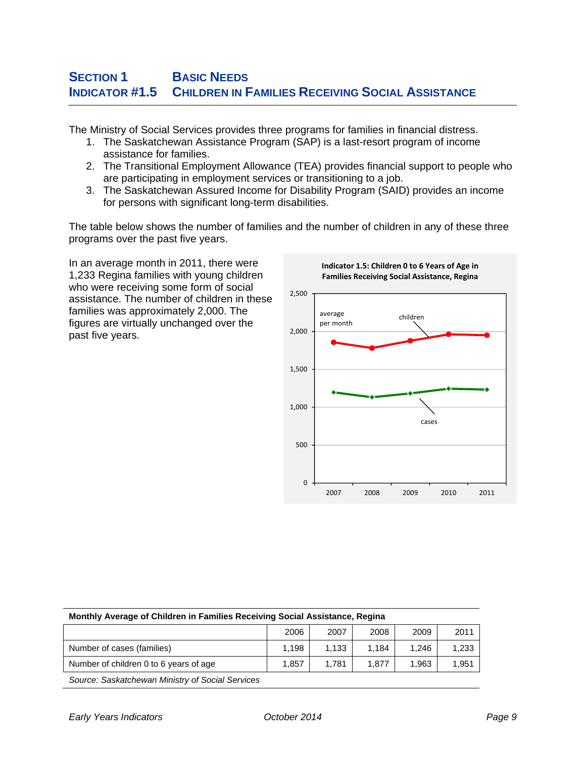# SECTION 1 BASIC NEEDS
## INDICATOR #1.5 CHILDREN IN FAMILIES RECEIVING SOCIAL ASSISTANCE

The Ministry of Social Services provides three programs for families in financial distress.

1. The Saskatchewan Assistance Program (SAP) is a last-resort program of income assistance for families.
2. The Transitional Employment Allowance (TEA) provides financial support to people who are participating in employment services or transitioning to a job.
3. The Saskatchewan Assured Income for Disability Program (SAID) provides an income for persons with significant long-term disabilities.

The table below shows the number of families and the number of children in any of these three programs over the past five years.

In an average month in 2011, there were 1,233 Regina families with young children who were receiving some form of social assistance. The number of children in these families was approximately 2,000. The figures are virtually unchanged over the past five years.

**Indicator 1.5: Children 0 to 6 Years of Age in Families Receiving Social Assistance, Regina**

**Monthly Average of Children in Families Receiving Social Assistance, Regina**

| | 2006 | 2007 | 2008 | 2009 | 2011 |
|---|---|---|---|---|---|
| Number of cases (families) | 1,198 | 1,133 | 1,184 | 1,246 | 1,233 |
| Number of children 0 to 6 years of age | 1,857 | 1,781 | 1,877 | 1,963 | 1,951 |

*Source: Saskatchewan Ministry of Social Services*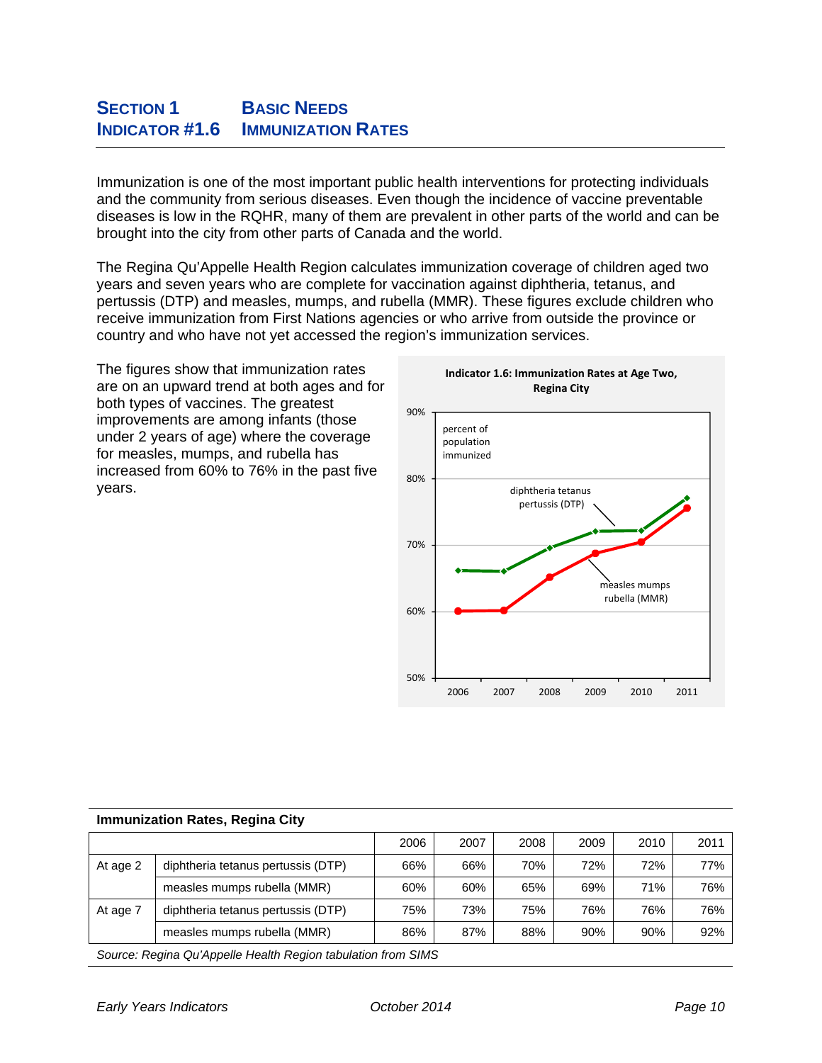## SECTION 1 BASIC NEEDS
## INDICATOR #1.6 IMMUNIZATION RATES

Immunization is one of the most important public health interventions for protecting individuals and the community from serious diseases. Even though the incidence of vaccine preventable diseases is low in the RQHR, many of them are prevalent in other parts of the world and can be brought into the city from other parts of Canada and the world.

The Regina Qu'Appelle Health Region calculates immunization coverage of children aged two years and seven years who are complete for vaccination against diphtheria, tetanus, and pertussis (DTP) and measles, mumps, and rubella (MMR). These figures exclude children who receive immunization from First Nations agencies or who arrive from outside the province or country and who have not yet accessed the region's immunization services.

The figures show that immunization rates are on an upward trend at both ages and for both types of vaccines. The greatest improvements are among infants (those under 2 years of age) where the coverage for measles, mumps, and rubella has increased from 60% to 76% in the past five years.

**Indicator 1.6: Immunization Rates at Age Two, Regina City**

**Immunization Rates, Regina City**

| | | 2006 | 2007 | 2008 | 2009 | 2010 | 2011 |
|---|---|---|---|---|---|---|---|
| At age 2 | diphtheria tetanus pertussis (DTP) | 66% | 66% | 70% | 72% | 72% | 77% |
| | measles mumps rubella (MMR) | 60% | 60% | 65% | 69% | 71% | 76% |
| At age 7 | diphtheria tetanus pertussis (DTP) | 75% | 73% | 75% | 76% | 76% | 76% |
| | measles mumps rubella (MMR) | 86% | 87% | 88% | 90% | 90% | 92% |

*Source: Regina Qu'Appelle Health Region tabulation from SIMS*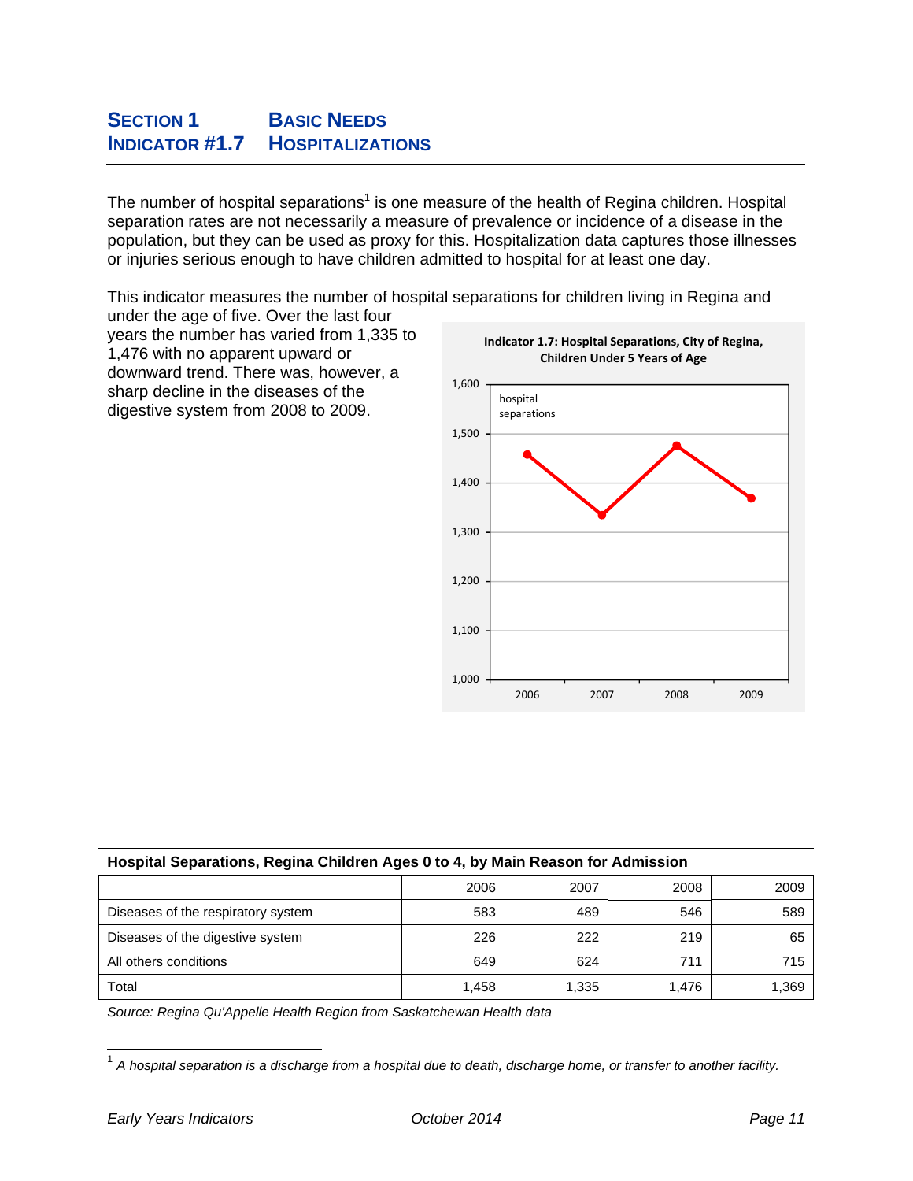# SECTION 1 BASIC NEEDS
## INDICATOR #1.7 HOSPITALIZATIONS

The number of hospital separations[1] is one measure of the health of Regina children. Hospital separation rates are not necessarily a measure of prevalence or incidence of a disease in the population, but they can be used as proxy for this. Hospitalization data captures those illnesses or injuries serious enough to have children admitted to hospital for at least one day.

This indicator measures the number of hospital separations for children living in Regina and under the age of five. Over the last four years the number has varied from 1,335 to 1,476 with no apparent upward or downward trend. There was, however, a sharp decline in the diseases of the digestive system from 2008 to 2009.

**Indicator 1.7: Hospital Separations, City of Regina, Children Under 5 Years of Age**

| | 2006 | 2007 | 2008 | 2009 |
|---|---|---|---|---|
| hospital separations | 1,458 | 1,335 | 1,476 | 1,369 |

**Hospital Separations, Regina Children Ages 0 to 4, by Main Reason for Admission**

| | 2006 | 2007 | 2008 | 2009 |
|---|---|---|---|---|
| Diseases of the respiratory system | 583 | 489 | 546 | 589 |
| Diseases of the digestive system | 226 | 222 | 219 | 65 |
| All others conditions | 649 | 624 | 711 | 715 |
| Total | 1,458 | 1,335 | 1,476 | 1,369 |

*Source: Regina Qu'Appelle Health Region from Saskatchewan Health data*

[1] *A hospital separation is a discharge from a hospital due to death, discharge home, or transfer to another facility.*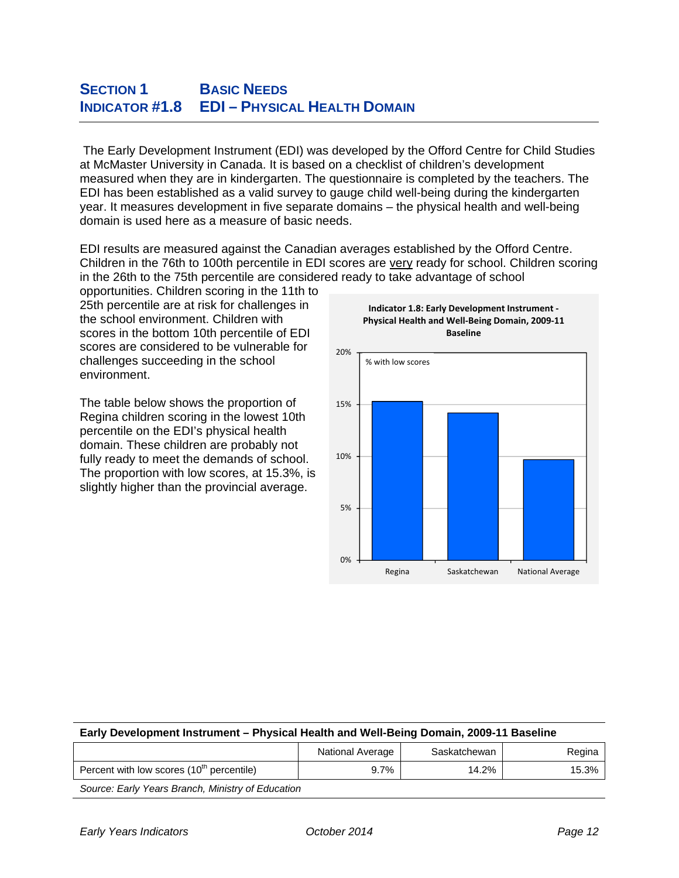# Section 1 Basic Needs
## Indicator #1.8 EDI – Physical Health Domain

The Early Development Instrument (EDI) was developed by the Offord Centre for Child Studies at McMaster University in Canada. It is based on a checklist of children's development measured when they are in kindergarten. The questionnaire is completed by the teachers. The EDI has been established as a valid survey to gauge child well-being during the kindergarten year. It measures development in five separate domains – the physical health and well-being domain is used here as a measure of basic needs.

EDI results are measured against the Canadian averages established by the Offord Centre. Children in the 76th to 100th percentile in EDI scores are very ready for school. Children scoring in the 26th to the 75th percentile are considered ready to take advantage of school opportunities. Children scoring in the 11th to 25th percentile are at risk for challenges in the school environment. Children with scores in the bottom 10th percentile of EDI scores are considered to be vulnerable for challenges succeeding in the school environment.

The table below shows the proportion of Regina children scoring in the lowest 10th percentile on the EDI's physical health domain. These children are probably not fully ready to meet the demands of school. The proportion with low scores, at 15.3%, is slightly higher than the provincial average.

**Indicator 1.8: Early Development Instrument - Physical Health and Well-Being Domain, 2009-11 Baseline**

% with low scores

| | Regina | Saskatchewan | National Average |
|---|---|---|---|
| % with low scores | 15.3% | 14.2% | 9.7% |

**Early Development Instrument – Physical Health and Well-Being Domain, 2009-11 Baseline**

| | National Average | Saskatchewan | Regina |
|---|---|---|---|
| Percent with low scores ($10^{th}$ percentile) | 9.7% | 14.2% | 15.3% |

*Source: Early Years Branch, Ministry of Education*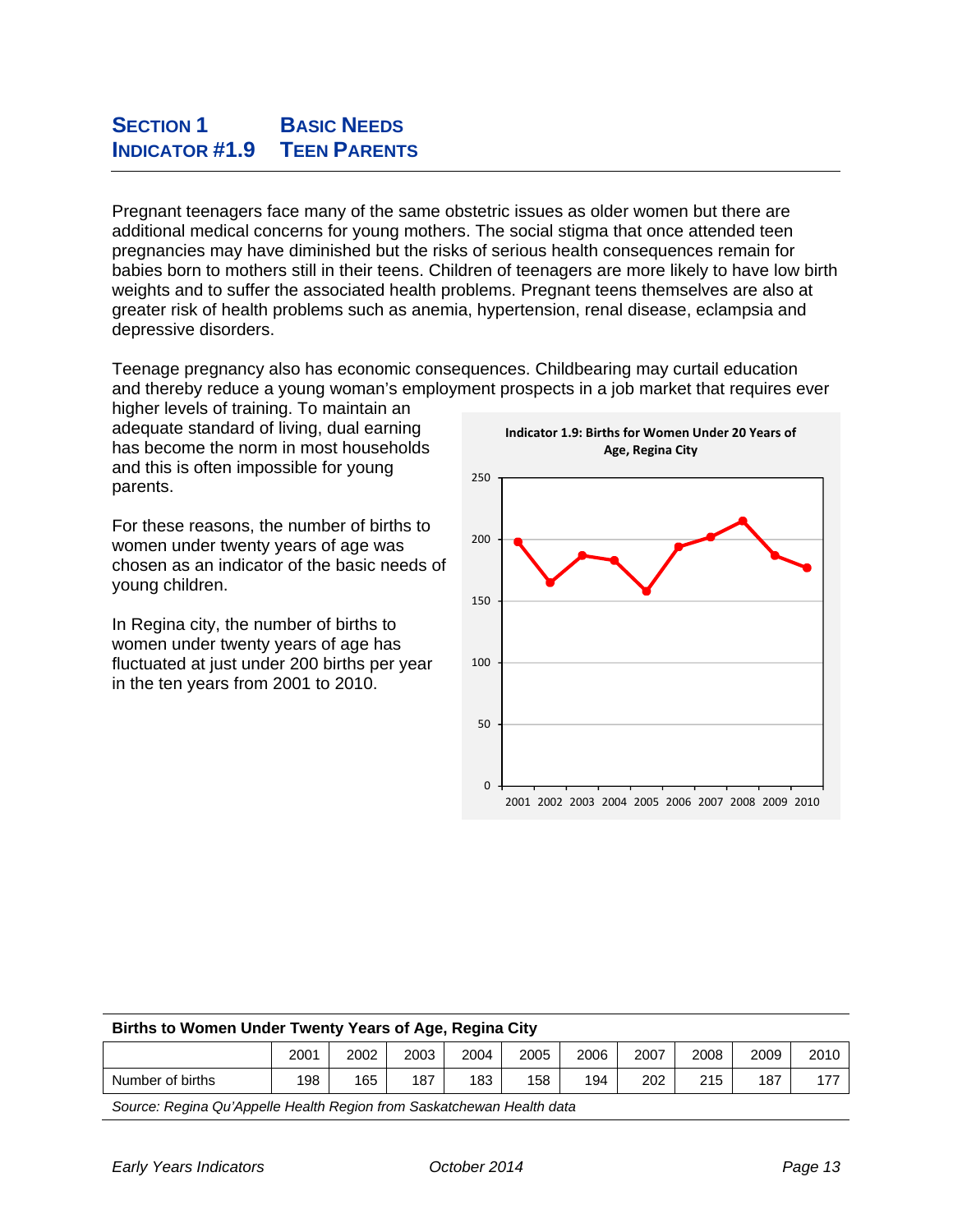# SECTION 1 BASIC NEEDS
# INDICATOR #1.9 TEEN PARENTS

Pregnant teenagers face many of the same obstetric issues as older women but there are additional medical concerns for young mothers. The social stigma that once attended teen pregnancies may have diminished but the risks of serious health consequences remain for babies born to mothers still in their teens. Children of teenagers are more likely to have low birth weights and to suffer the associated health problems. Pregnant teens themselves are also at greater risk of health problems such as anemia, hypertension, renal disease, eclampsia and depressive disorders.

Teenage pregnancy also has economic consequences. Childbearing may curtail education and thereby reduce a young woman's employment prospects in a job market that requires ever higher levels of training. To maintain an adequate standard of living, dual earning has become the norm in most households and this is often impossible for young parents.

For these reasons, the number of births to women under twenty years of age was chosen as an indicator of the basic needs of young children.

In Regina city, the number of births to women under twenty years of age has fluctuated at just under 200 births per year in the ten years from 2001 to 2010.

**Indicator 1.9: Births for Women Under 20 Years of Age, Regina City**

**Births to Women Under Twenty Years of Age, Regina City**

| | 2001 | 2002 | 2003 | 2004 | 2005 | 2006 | 2007 | 2008 | 2009 | 2010 |
|---|---|---|---|---|---|---|---|---|---|---|
| Number of births | 198 | 165 | 187 | 183 | 158 | 194 | 202 | 215 | 187 | 177 |

*Source: Regina Qu'Appelle Health Region from Saskatchewan Health data*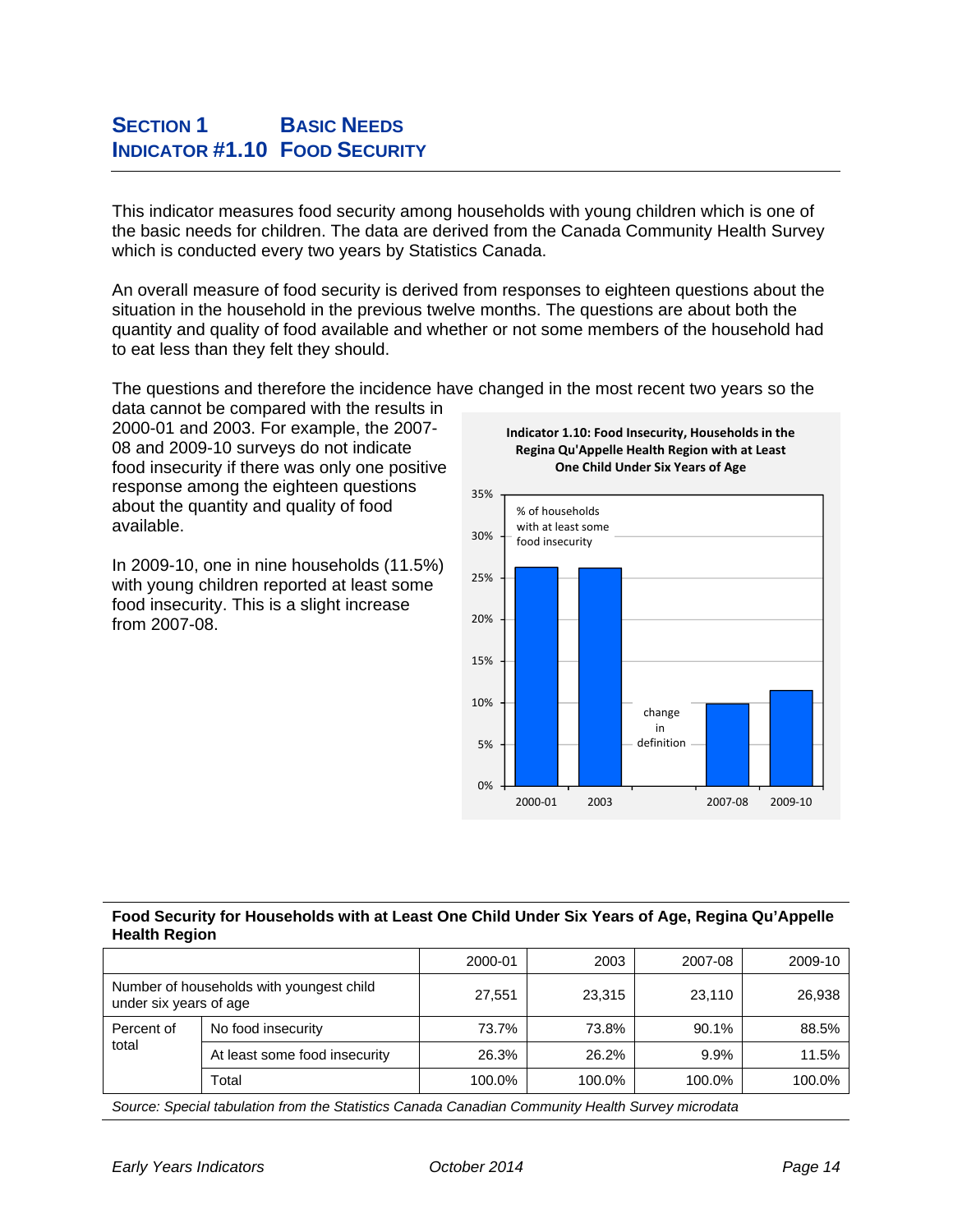# Section 1 Basic Needs
## Indicator #1.10 Food Security

This indicator measures food security among households with young children which is one of the basic needs for children. The data are derived from the Canada Community Health Survey which is conducted every two years by Statistics Canada.

An overall measure of food security is derived from responses to eighteen questions about the situation in the household in the previous twelve months. The questions are about both the quantity and quality of food available and whether or not some members of the household had to eat less than they felt they should.

The questions and therefore the incidence have changed in the most recent two years so the data cannot be compared with the results in 2000-01 and 2003. For example, the 2007-08 and 2009-10 surveys do not indicate food insecurity if there was only one positive response among the eighteen questions about the quantity and quality of food available.

In 2009-10, one in nine households (11.5%) with young children reported at least some food insecurity. This is a slight increase from 2007-08.

**Indicator 1.10: Food Insecurity, Households in the Regina Qu'Appelle Health Region with at Least One Child Under Six Years of Age**

**Food Security for Households with at Least One Child Under Six Years of Age, Regina Qu'Appelle Health Region**

| | | 2000-01 | 2003 | 2007-08 | 2009-10 |
|---|---|---|---|---|---|
| Number of households with youngest child under six years of age | | 27,551 | 23,315 | 23,110 | 26,938 |
| Percent of total | No food insecurity | 73.7% | 73.8% | 90.1% | 88.5% |
| | At least some food insecurity | 26.3% | 26.2% | 9.9% | 11.5% |
| | Total | 100.0% | 100.0% | 100.0% | 100.0% |

*Source: Special tabulation from the Statistics Canada Canadian Community Health Survey microdata*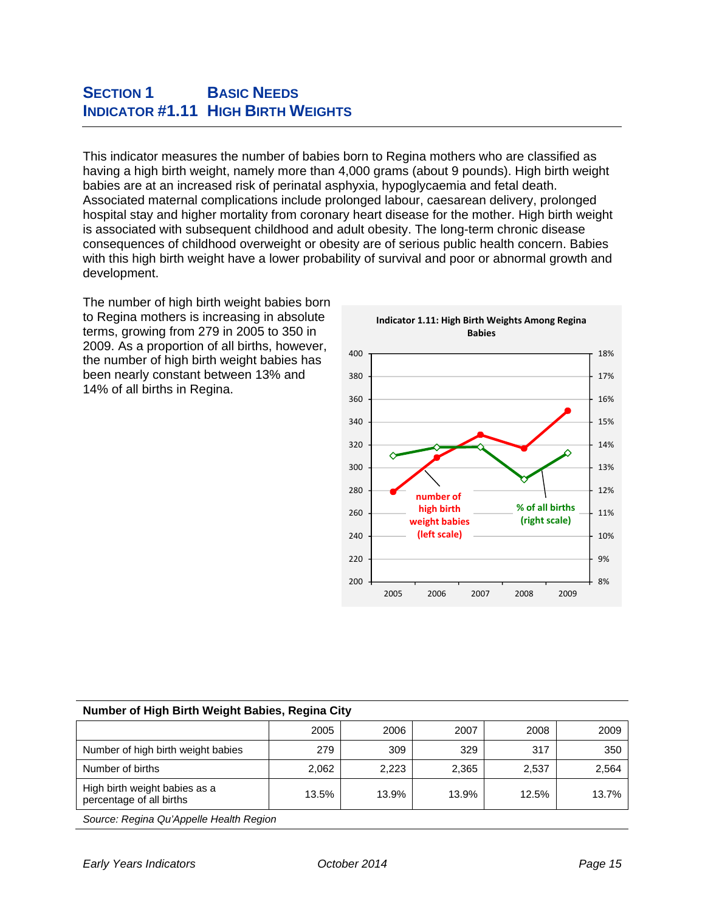## SECTION 1 BASIC NEEDS
## INDICATOR #1.11 HIGH BIRTH WEIGHTS

This indicator measures the number of babies born to Regina mothers who are classified as having a high birth weight, namely more than 4,000 grams (about 9 pounds). High birth weight babies are at an increased risk of perinatal asphyxia, hypoglycaemia and fetal death. Associated maternal complications include prolonged labour, caesarean delivery, prolonged hospital stay and higher mortality from coronary heart disease for the mother. High birth weight is associated with subsequent childhood and adult obesity. The long-term chronic disease consequences of childhood overweight or obesity are of serious public health concern. Babies with this high birth weight have a lower probability of survival and poor or abnormal growth and development.

The number of high birth weight babies born to Regina mothers is increasing in absolute terms, growing from 279 in 2005 to 350 in 2009. As a proportion of all births, however, the number of high birth weight babies has been nearly constant between 13% and 14% of all births in Regina.

**Indicator 1.11: High Birth Weights Among Regina Babies**

| | 2005 | 2006 | 2007 | 2008 | 2009 |
|---|---|---|---|---|---|
| number of high birth weight babies (left scale) | 279 | 309 | 329 | 317 | 350 |
| % of all births (right scale) | 13.5% | 13.9% | 13.9% | 12.5% | 13.7% |

**Number of High Birth Weight Babies, Regina City**

| | 2005 | 2006 | 2007 | 2008 | 2009 |
|---|---|---|---|---|---|
| Number of high birth weight babies | 279 | 309 | 329 | 317 | 350 |
| Number of births | 2,062 | 2,223 | 2,365 | 2,537 | 2,564 |
| High birth weight babies as a percentage of all births | 13.5% | 13.9% | 13.9% | 12.5% | 13.7% |

*Source: Regina Qu'Appelle Health Region*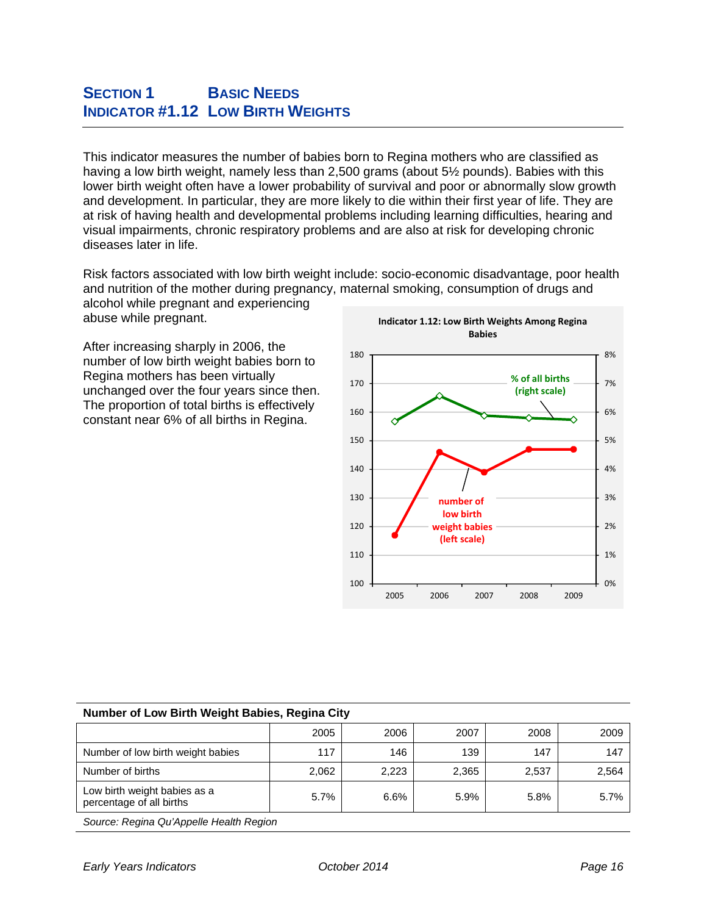## SECTION 1 BASIC NEEDS
## INDICATOR #1.12 LOW BIRTH WEIGHTS

This indicator measures the number of babies born to Regina mothers who are classified as having a low birth weight, namely less than 2,500 grams (about 5½ pounds). Babies with this lower birth weight often have a lower probability of survival and poor or abnormally slow growth and development. In particular, they are more likely to die within their first year of life. They are at risk of having health and developmental problems including learning difficulties, hearing and visual impairments, chronic respiratory problems and are also at risk for developing chronic diseases later in life.

Risk factors associated with low birth weight include: socio-economic disadvantage, poor health and nutrition of the mother during pregnancy, maternal smoking, consumption of drugs and alcohol while pregnant and experiencing abuse while pregnant.

After increasing sharply in 2006, the number of low birth weight babies born to Regina mothers has been virtually unchanged over the four years since then. The proportion of total births is effectively constant near 6% of all births in Regina.

**Indicator 1.12: Low Birth Weights Among Regina Babies**

**Number of Low Birth Weight Babies, Regina City**

| | 2005 | 2006 | 2007 | 2008 | 2009 |
|---|---|---|---|---|---|
| Number of low birth weight babies | 117 | 146 | 139 | 147 | 147 |
| Number of births | 2,062 | 2,223 | 2,365 | 2,537 | 2,564 |
| Low birth weight babies as a percentage of all births | 5.7% | 6.6% | 5.9% | 5.8% | 5.7% |

*Source: Regina Qu'Appelle Health Region*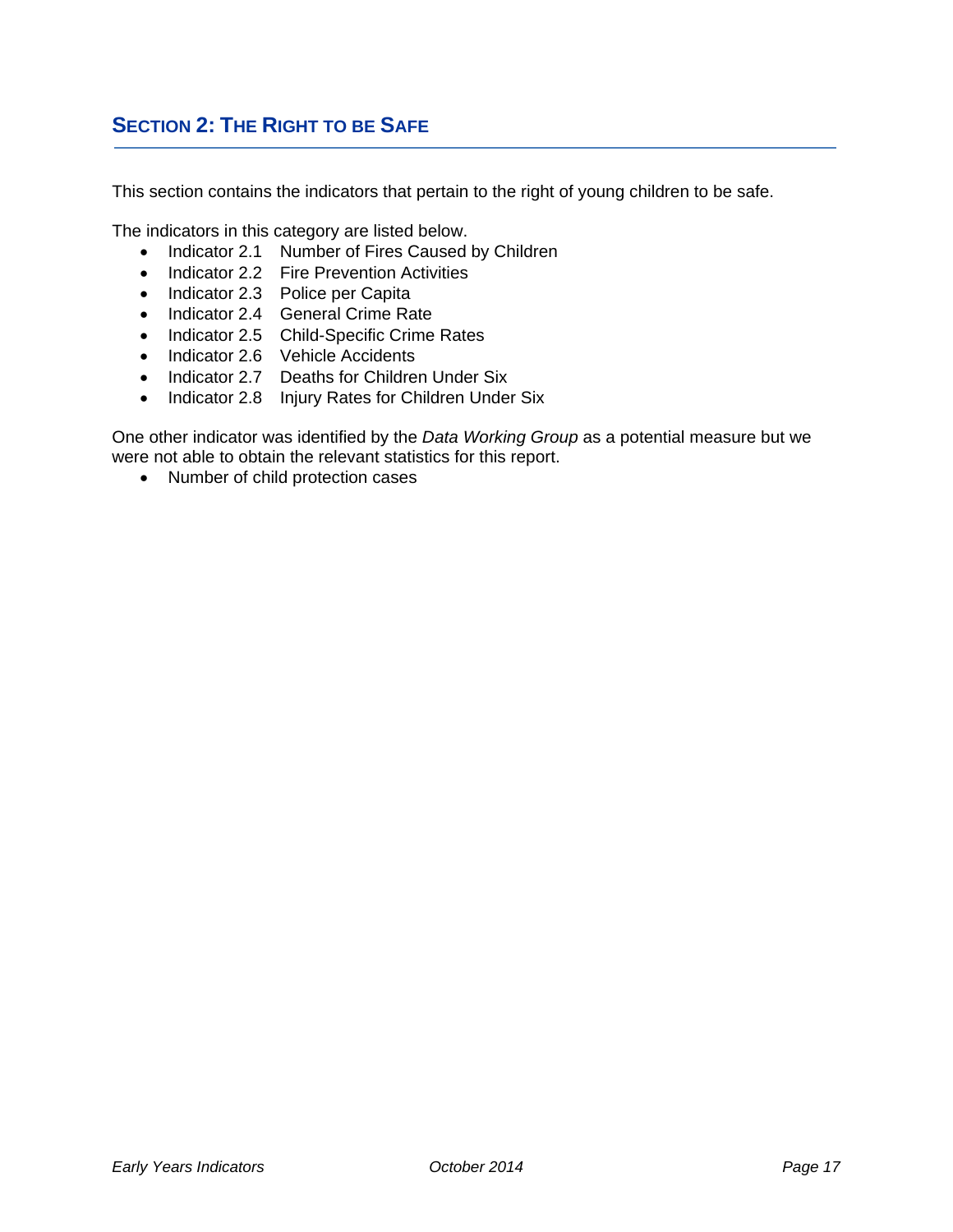## SECTION 2: THE RIGHT TO BE SAFE

This section contains the indicators that pertain to the right of young children to be safe.

The indicators in this category are listed below.

- Indicator 2.1 Number of Fires Caused by Children
- Indicator 2.2 Fire Prevention Activities
- Indicator 2.3 Police per Capita
- Indicator 2.4 General Crime Rate
- Indicator 2.5 Child-Specific Crime Rates
- Indicator 2.6 Vehicle Accidents
- Indicator 2.7 Deaths for Children Under Six
- Indicator 2.8 Injury Rates for Children Under Six

One other indicator was identified by the *Data Working Group* as a potential measure but we were not able to obtain the relevant statistics for this report.

- Number of child protection cases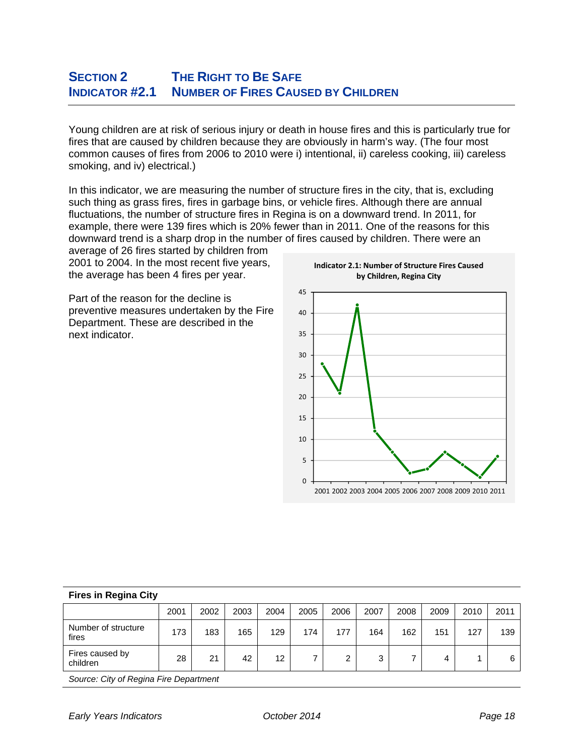## SECTION 2 THE RIGHT TO BE SAFE
## INDICATOR #2.1 NUMBER OF FIRES CAUSED BY CHILDREN

Young children are at risk of serious injury or death in house fires and this is particularly true for fires that are caused by children because they are obviously in harm's way. (The four most common causes of fires from 2006 to 2010 were i) intentional, ii) careless cooking, iii) careless smoking, and iv) electrical.)

In this indicator, we are measuring the number of structure fires in the city, that is, excluding such thing as grass fires, fires in garbage bins, or vehicle fires. Although there are annual fluctuations, the number of structure fires in Regina is on a downward trend. In 2011, for example, there were 139 fires which is 20% fewer than in 2011. One of the reasons for this downward trend is a sharp drop in the number of fires caused by children. There were an average of 26 fires started by children from 2001 to 2004. In the most recent five years, the average has been 4 fires per year.

Part of the reason for the decline is preventive measures undertaken by the Fire Department. These are described in the next indicator.

**Indicator 2.1: Number of Structure Fires Caused by Children, Regina City**

| Year | 2001 | 2002 | 2003 | 2004 | 2005 | 2006 | 2007 | 2008 | 2009 | 2010 | 2011 |
|---|---|---|---|---|---|---|---|---|---|---|---|
| Fires caused by children | 28 | 21 | 42 | 12 | 7 | 2 | 3 | 7 | 4 | 1 | 6 |

**Fires in Regina City**

| | 2001 | 2002 | 2003 | 2004 | 2005 | 2006 | 2007 | 2008 | 2009 | 2010 | 2011 |
|---|---|---|---|---|---|---|---|---|---|---|---|
| Number of structure fires | 173 | 183 | 165 | 129 | 174 | 177 | 164 | 162 | 151 | 127 | 139 |
| Fires caused by children | 28 | 21 | 42 | 12 | 7 | 2 | 3 | 7 | 4 | 1 | 6 |

*Source: City of Regina Fire Department*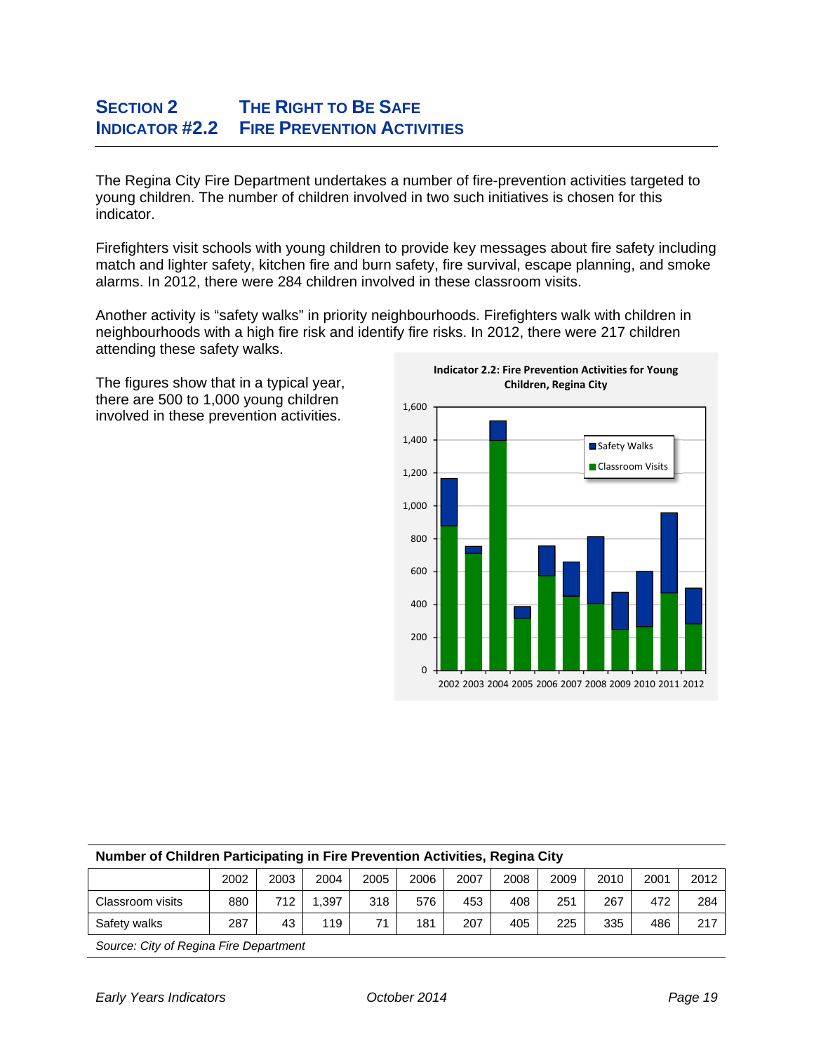## SECTION 2 THE RIGHT TO BE SAFE
## INDICATOR #2.2 FIRE PREVENTION ACTIVITIES

The Regina City Fire Department undertakes a number of fire-prevention activities targeted to young children. The number of children involved in two such initiatives is chosen for this indicator.

Firefighters visit schools with young children to provide key messages about fire safety including match and lighter safety, kitchen fire and burn safety, fire survival, escape planning, and smoke alarms. In 2012, there were 284 children involved in these classroom visits.

Another activity is “safety walks” in priority neighbourhoods. Firefighters walk with children in neighbourhoods with a high fire risk and identify fire risks. In 2012, there were 217 children attending these safety walks.

The figures show that in a typical year, there are 500 to 1,000 young children involved in these prevention activities.

**Indicator 2.2: Fire Prevention Activities for Young Children, Regina City**

**Number of Children Participating in Fire Prevention Activities, Regina City**

| | 2002 | 2003 | 2004 | 2005 | 2006 | 2007 | 2008 | 2009 | 2010 | 2001 | 2012 |
|---|---|---|---|---|---|---|---|---|---|---|---|
| Classroom visits | 880 | 712 | 1,397 | 318 | 576 | 453 | 408 | 251 | 267 | 472 | 284 |
| Safety walks | 287 | 43 | 119 | 71 | 181 | 207 | 405 | 225 | 335 | 486 | 217 |

*Source: City of Regina Fire Department*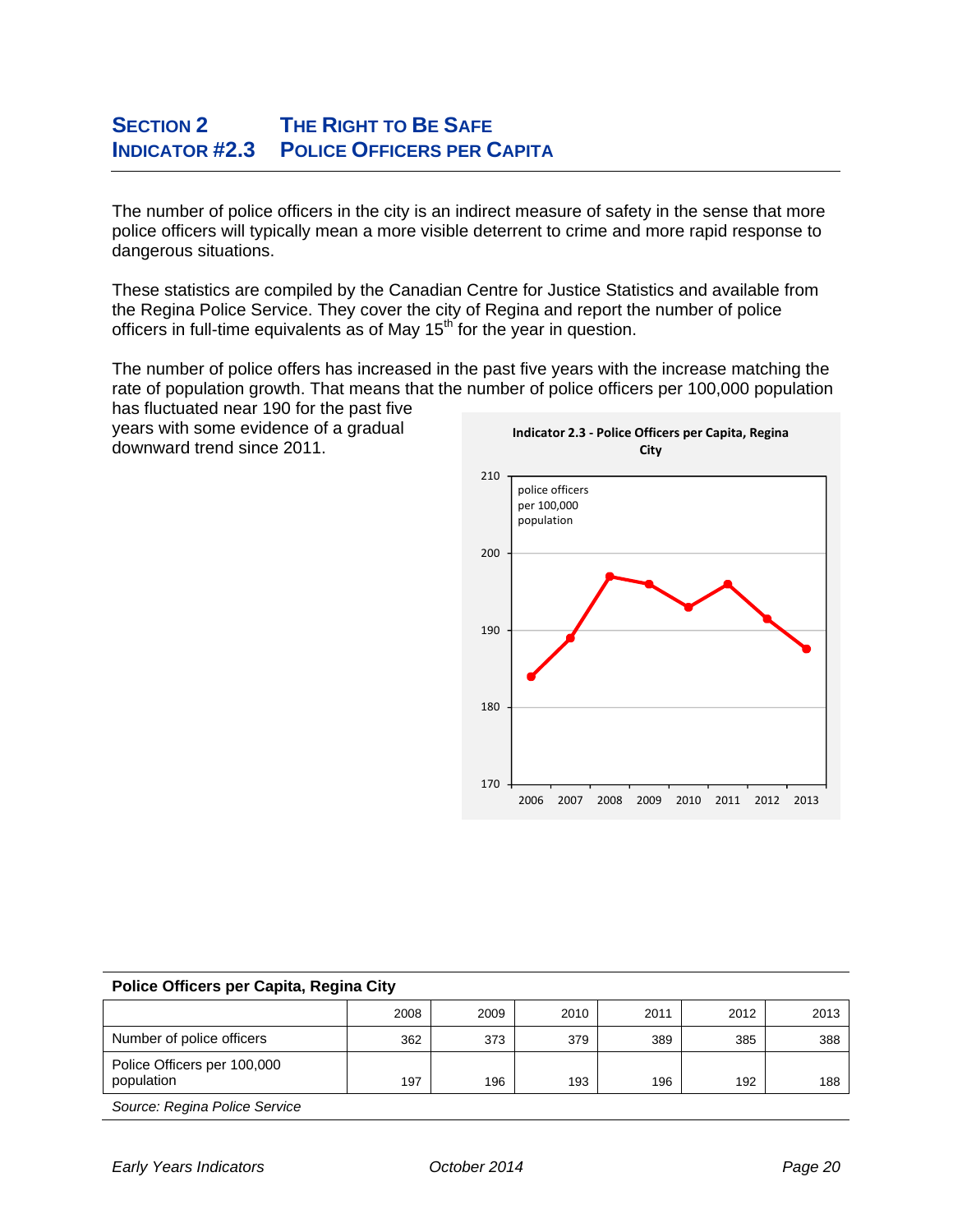# SECTION 2 THE RIGHT TO BE SAFE

## INDICATOR #2.3 POLICE OFFICERS PER CAPITA

The number of police officers in the city is an indirect measure of safety in the sense that more police officers will typically mean a more visible deterrent to crime and more rapid response to dangerous situations.

These statistics are compiled by the Canadian Centre for Justice Statistics and available from the Regina Police Service. They cover the city of Regina and report the number of police officers in full-time equivalents as of May 15th for the year in question.

The number of police offers has increased in the past five years with the increase matching the rate of population growth. That means that the number of police officers per 100,000 population has fluctuated near 190 for the past five years with some evidence of a gradual downward trend since 2011.

**Indicator 2.3 - Police Officers per Capita, Regina City**

**Police Officers per Capita, Regina City**

| | 2008 | 2009 | 2010 | 2011 | 2012 | 2013 |
|---|---|---|---|---|---|---|
| Number of police officers | 362 | 373 | 379 | 389 | 385 | 388 |
| Police Officers per 100,000 population | 197 | 196 | 193 | 196 | 192 | 188 |

*Source: Regina Police Service*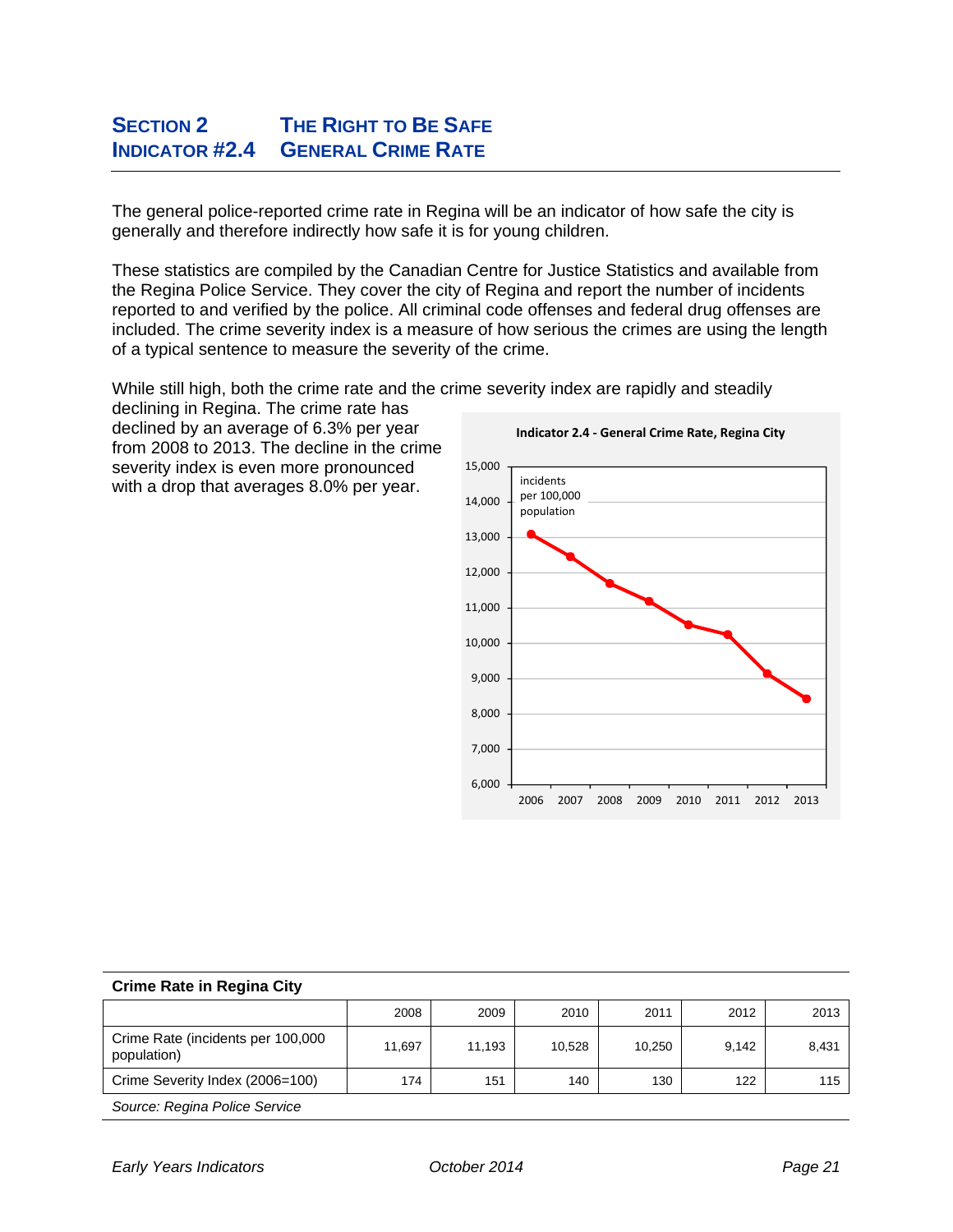## SECTION 2 THE RIGHT TO BE SAFE
## INDICATOR #2.4 GENERAL CRIME RATE

The general police-reported crime rate in Regina will be an indicator of how safe the city is generally and therefore indirectly how safe it is for young children.

These statistics are compiled by the Canadian Centre for Justice Statistics and available from the Regina Police Service. They cover the city of Regina and report the number of incidents reported to and verified by the police. All criminal code offenses and federal drug offenses are included. The crime severity index is a measure of how serious the crimes are using the length of a typical sentence to measure the severity of the crime.

While still high, both the crime rate and the crime severity index are rapidly and steadily declining in Regina. The crime rate has declined by an average of 6.3% per year from 2008 to 2013. The decline in the crime severity index is even more pronounced with a drop that averages 8.0% per year.

**Indicator 2.4 - General Crime Rate, Regina City**

incidents per 100,000 population

| Year | 2006 | 2007 | 2008 | 2009 | 2010 | 2011 | 2012 | 2013 |
|---|---|---|---|---|---|---|---|---|

**Crime Rate in Regina City**

| | 2008 | 2009 | 2010 | 2011 | 2012 | 2013 |
|---|---|---|---|---|---|---|
| Crime Rate (incidents per 100,000 population) | 11,697 | 11,193 | 10,528 | 10,250 | 9,142 | 8,431 |
| Crime Severity Index (2006=100) | 174 | 151 | 140 | 130 | 122 | 115 |

*Source: Regina Police Service*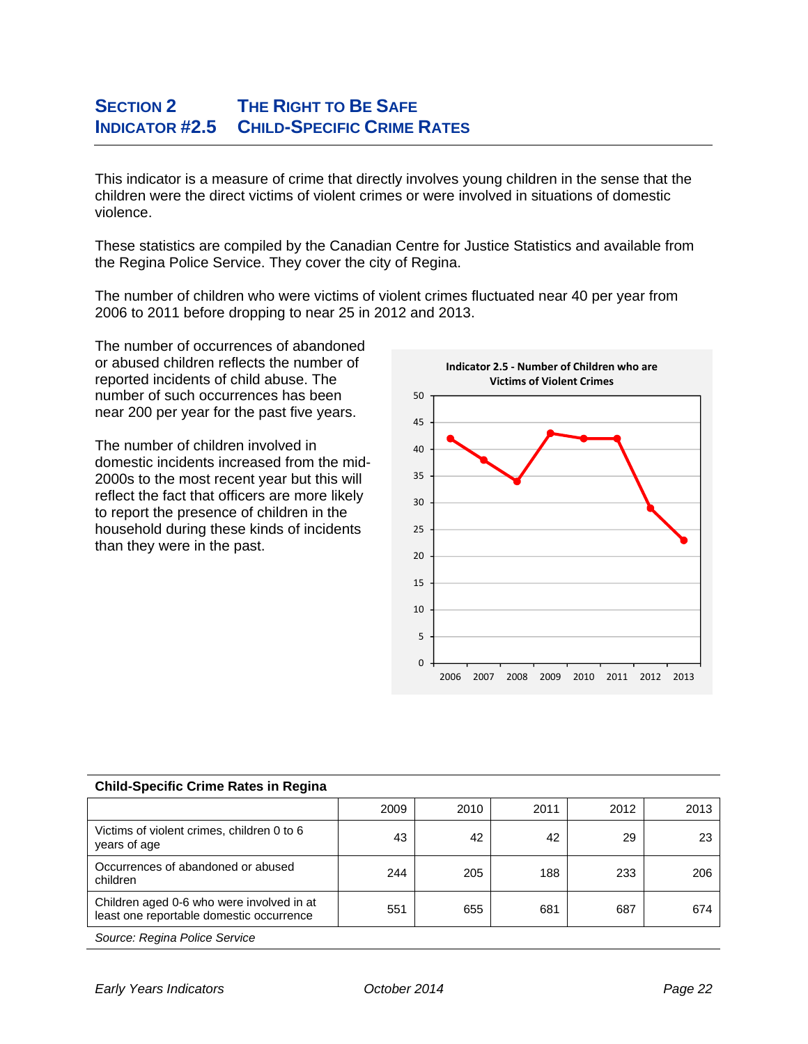# SECTION 2 THE RIGHT TO BE SAFE
## INDICATOR #2.5 CHILD-SPECIFIC CRIME RATES

This indicator is a measure of crime that directly involves young children in the sense that the children were the direct victims of violent crimes or were involved in situations of domestic violence.

These statistics are compiled by the Canadian Centre for Justice Statistics and available from the Regina Police Service. They cover the city of Regina.

The number of children who were victims of violent crimes fluctuated near 40 per year from 2006 to 2011 before dropping to near 25 in 2012 and 2013.

The number of occurrences of abandoned or abused children reflects the number of reported incidents of child abuse. The number of such occurrences has been near 200 per year for the past five years.

The number of children involved in domestic incidents increased from the mid-2000s to the most recent year but this will reflect the fact that officers are more likely to report the presence of children in the household during these kinds of incidents than they were in the past.

**Indicator 2.5 - Number of Children who are Victims of Violent Crimes**

| 2006 | 2007 | 2008 | 2009 | 2010 | 2011 | 2012 | 2013 |
|---|---|---|---|---|---|---|---|
| 42 | 38 | 34 | 43 | 42 | 42 | 29 | 23 |

**Child-Specific Crime Rates in Regina**

| | 2009 | 2010 | 2011 | 2012 | 2013 |
|---|---|---|---|---|---|
| Victims of violent crimes, children 0 to 6 years of age | 43 | 42 | 42 | 29 | 23 |
| Occurrences of abandoned or abused children | 244 | 205 | 188 | 233 | 206 |
| Children aged 0-6 who were involved in at least one reportable domestic occurrence | 551 | 655 | 681 | 687 | 674 |

*Source: Regina Police Service*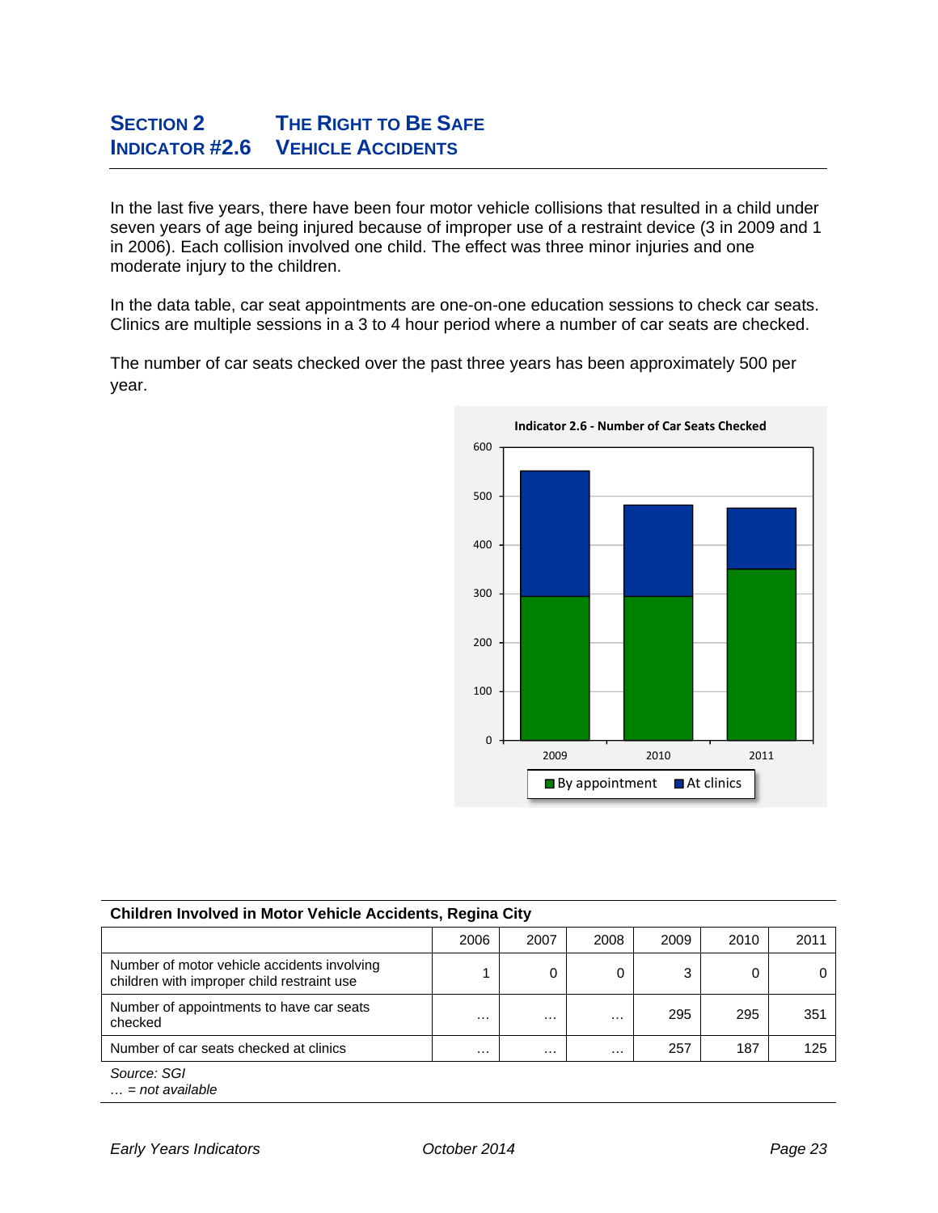## SECTION 2 THE RIGHT TO BE SAFE
## INDICATOR #2.6 VEHICLE ACCIDENTS

In the last five years, there have been four motor vehicle collisions that resulted in a child under seven years of age being injured because of improper use of a restraint device (3 in 2009 and 1 in 2006). Each collision involved one child. The effect was three minor injuries and one moderate injury to the children.

In the data table, car seat appointments are one-on-one education sessions to check car seats. Clinics are multiple sessions in a 3 to 4 hour period where a number of car seats are checked.

The number of car seats checked over the past three years has been approximately 500 per year.

**Indicator 2.6 - Number of Car Seats Checked**

| | By appointment | At clinics |
|---|---|---|
| 2009 | 295 | 257 |
| 2010 | 295 | 187 |
| 2011 | 351 | 125 |

**Children Involved in Motor Vehicle Accidents, Regina City**

| | 2006 | 2007 | 2008 | 2009 | 2010 | 2011 |
|---|---|---|---|---|---|---|
| Number of motor vehicle accidents involving children with improper child restraint use | 1 | 0 | 0 | 3 | 0 | 0 |
| Number of appointments to have car seats checked | … | … | … | 295 | 295 | 351 |
| Number of car seats checked at clinics | … | … | … | 257 | 187 | 125 |

*Source: SGI*
*… = not available*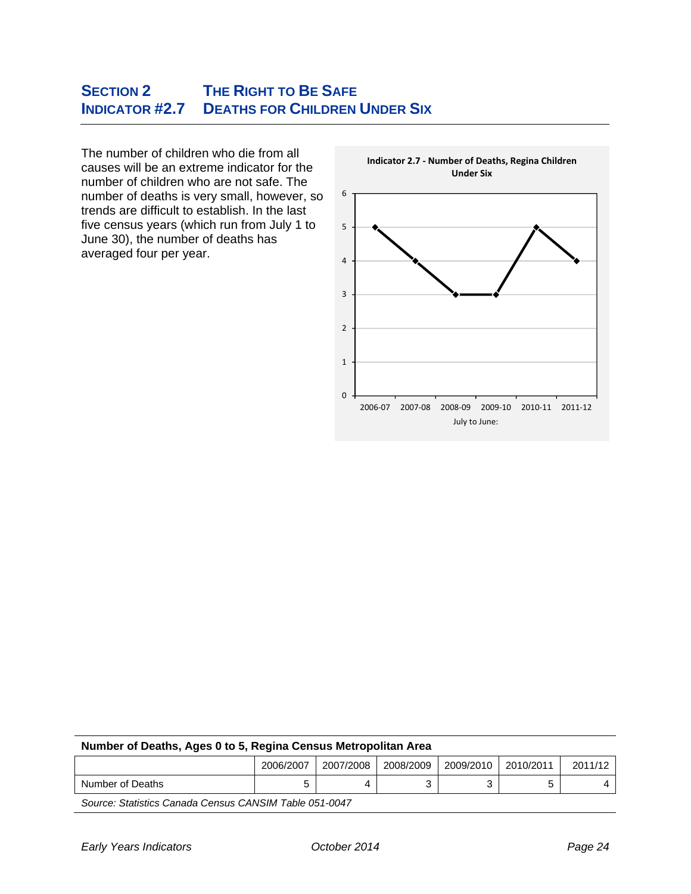## SECTION 2 THE RIGHT TO BE SAFE
## INDICATOR #2.7 DEATHS FOR CHILDREN UNDER SIX

The number of children who die from all causes will be an extreme indicator for the number of children who are not safe. The number of deaths is very small, however, so trends are difficult to establish. In the last five census years (which run from July 1 to June 30), the number of deaths has averaged four per year.

**Indicator 2.7 - Number of Deaths, Regina Children Under Six**

| July to June: | 2006-07 | 2007-08 | 2008-09 | 2009-10 | 2010-11 | 2011-12 |
|---|---|---|---|---|---|---|
| Number of Deaths | 5 | 4 | 3 | 3 | 5 | 4 |

**Number of Deaths, Ages 0 to 5, Regina Census Metropolitan Area**

| | 2006/2007 | 2007/2008 | 2008/2009 | 2009/2010 | 2010/2011 | 2011/12 |
|---|---|---|---|---|---|---|
| Number of Deaths | 5 | 4 | 3 | 3 | 5 | 4 |

*Source: Statistics Canada Census CANSIM Table 051-0047*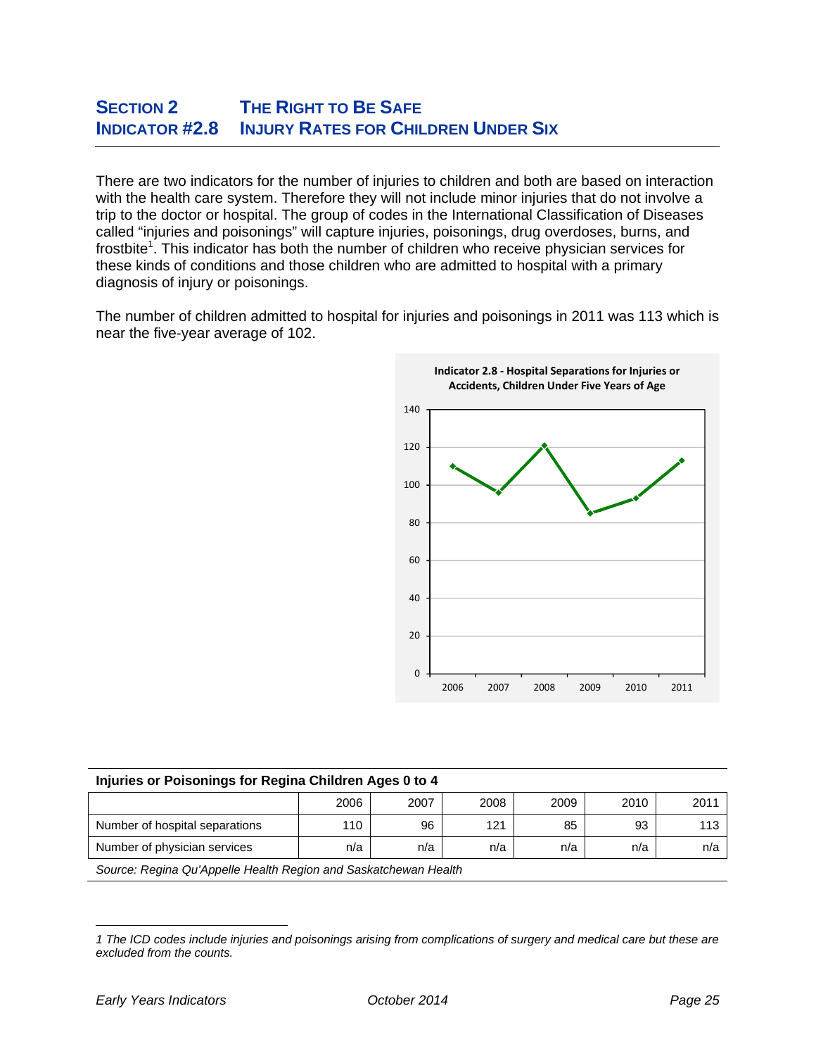## SECTION 2 THE RIGHT TO BE SAFE
## INDICATOR #2.8 INJURY RATES FOR CHILDREN UNDER SIX

There are two indicators for the number of injuries to children and both are based on interaction with the health care system. Therefore they will not include minor injuries that do not involve a trip to the doctor or hospital. The group of codes in the International Classification of Diseases called "injuries and poisonings" will capture injuries, poisonings, drug overdoses, burns, and frostbite[1]. This indicator has both the number of children who receive physician services for these kinds of conditions and those children who are admitted to hospital with a primary diagnosis of injury or poisonings.

The number of children admitted to hospital for injuries and poisonings in 2011 was 113 which is near the five-year average of 102.

**Indicator 2.8 - Hospital Separations for Injuries or Accidents, Children Under Five Years of Age**

| Year | 2006 | 2007 | 2008 | 2009 | 2010 | 2011 |
|---|---|---|---|---|---|---|
| Hospital separations | 110 | 96 | 121 | 85 | 93 | 113 |

**Injuries or Poisonings for Regina Children Ages 0 to 4**

| | 2006 | 2007 | 2008 | 2009 | 2010 | 2011 |
|---|---|---|---|---|---|---|
| Number of hospital separations | 110 | 96 | 121 | 85 | 93 | 113 |
| Number of physician services | n/a | n/a | n/a | n/a | n/a | n/a |

*Source: Regina Qu'Appelle Health Region and Saskatchewan Health*

*1 The ICD codes include injuries and poisonings arising from complications of surgery and medical care but these are excluded from the counts.*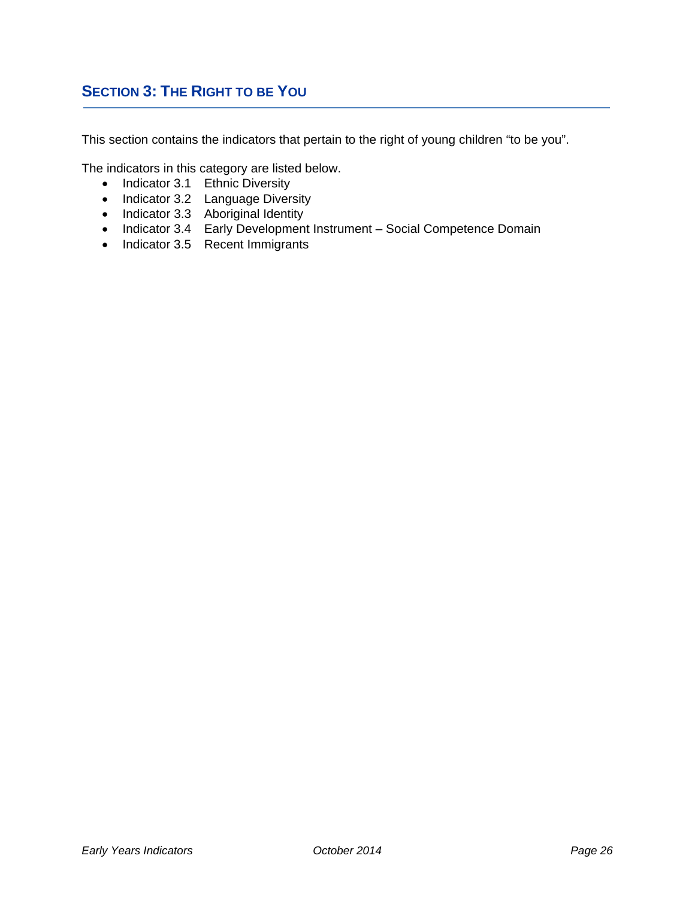## SECTION 3: THE RIGHT TO BE YOU

This section contains the indicators that pertain to the right of young children "to be you".

The indicators in this category are listed below.

- Indicator 3.1 Ethnic Diversity
- Indicator 3.2 Language Diversity
- Indicator 3.3 Aboriginal Identity
- Indicator 3.4 Early Development Instrument – Social Competence Domain
- Indicator 3.5 Recent Immigrants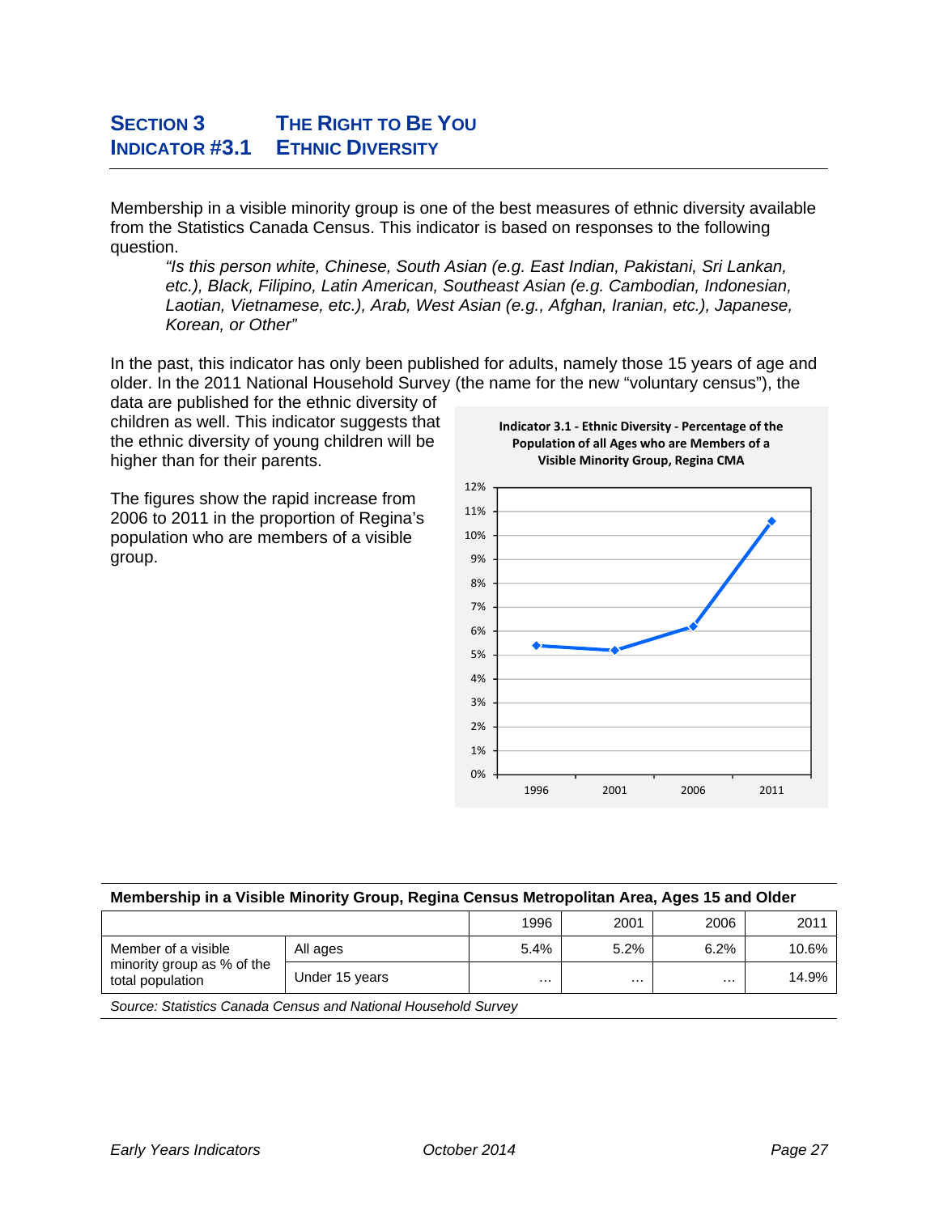# SECTION 3 THE RIGHT TO BE YOU
## INDICATOR #3.1 ETHNIC DIVERSITY

Membership in a visible minority group is one of the best measures of ethnic diversity available from the Statistics Canada Census. This indicator is based on responses to the following question.

> *"Is this person white, Chinese, South Asian (e.g. East Indian, Pakistani, Sri Lankan, etc.), Black, Filipino, Latin American, Southeast Asian (e.g. Cambodian, Indonesian, Laotian, Vietnamese, etc.), Arab, West Asian (e.g., Afghan, Iranian, etc.), Japanese, Korean, or Other"*

In the past, this indicator has only been published for adults, namely those 15 years of age and older. In the 2011 National Household Survey (the name for the new "voluntary census"), the data are published for the ethnic diversity of children as well. This indicator suggests that the ethnic diversity of young children will be higher than for their parents.

The figures show the rapid increase from 2006 to 2011 in the proportion of Regina's population who are members of a visible group.

**Indicator 3.1 - Ethnic Diversity - Percentage of the Population of all Ages who are Members of a Visible Minority Group, Regina CMA**

| Year | Percentage |
|---|---|
| 1996 | 5.4% |
| 2001 | 5.2% |
| 2006 | 6.2% |
| 2011 | 10.6% |

**Membership in a Visible Minority Group, Regina Census Metropolitan Area, Ages 15 and Older**

| | | 1996 | 2001 | 2006 | 2011 |
|---|---|---|---|---|---|
| Member of a visible minority group as % of the total population | All ages | 5.4% | 5.2% | 6.2% | 10.6% |
| | Under 15 years | … | … | … | 14.9% |

*Source: Statistics Canada Census and National Household Survey*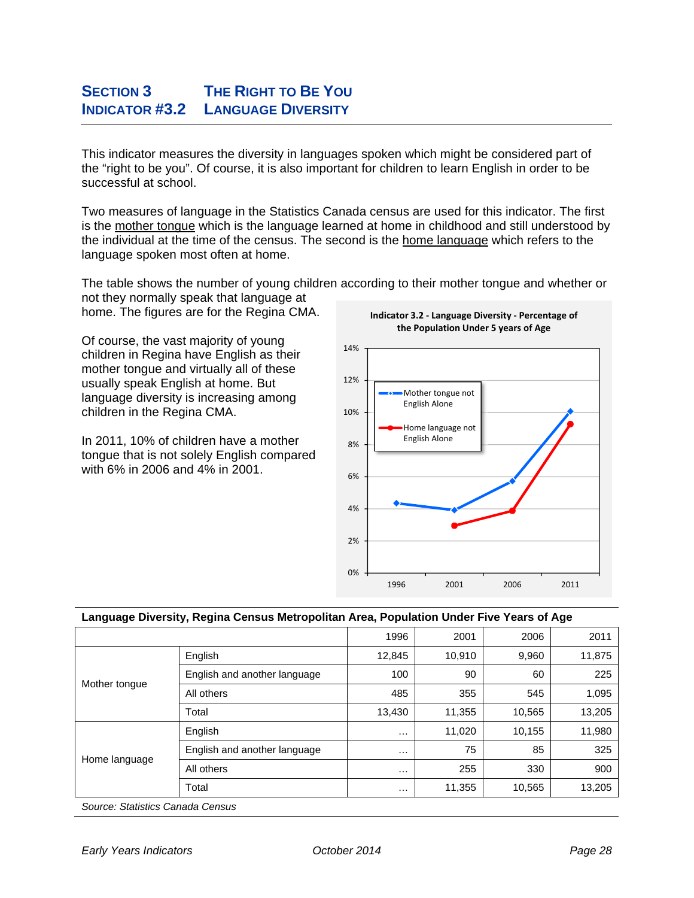# SECTION 3 — THE RIGHT TO BE YOU
## INDICATOR #3.2 — LANGUAGE DIVERSITY

This indicator measures the diversity in languages spoken which might be considered part of the "right to be you". Of course, it is also important for children to learn English in order to be successful at school.

Two measures of language in the Statistics Canada census are used for this indicator. The first is the mother tongue which is the language learned at home in childhood and still understood by the individual at the time of the census. The second is the home language which refers to the language spoken most often at home.

The table shows the number of young children according to their mother tongue and whether or not they normally speak that language at home. The figures are for the Regina CMA.

Of course, the vast majority of young children in Regina have English as their mother tongue and virtually all of these usually speak English at home. But language diversity is increasing among children in the Regina CMA.

In 2011, 10% of children have a mother tongue that is not solely English compared with 6% in 2006 and 4% in 2001.

**Indicator 3.2 - Language Diversity - Percentage of the Population Under 5 years of Age**

| | 1996 | 2001 | 2006 | 2011 |
|---|---|---|---|---|
| Mother tongue not English Alone | ~4.4% | ~3.9% | ~5.7% | ~10.1% |
| Home language not English Alone | | ~2.9% | ~3.9% | ~9.3% |

**Language Diversity, Regina Census Metropolitan Area, Population Under Five Years of Age**

| | | 1996 | 2001 | 2006 | 2011 |
|---|---|---|---|---|---|
| Mother tongue | English | 12,845 | 10,910 | 9,960 | 11,875 |
| | English and another language | 100 | 90 | 60 | 225 |
| | All others | 485 | 355 | 545 | 1,095 |
| | Total | 13,430 | 11,355 | 10,565 | 13,205 |
| Home language | English | … | 11,020 | 10,155 | 11,980 |
| | English and another language | … | 75 | 85 | 325 |
| | All others | … | 255 | 330 | 900 |
| | Total | … | 11,355 | 10,565 | 13,205 |

*Source: Statistics Canada Census*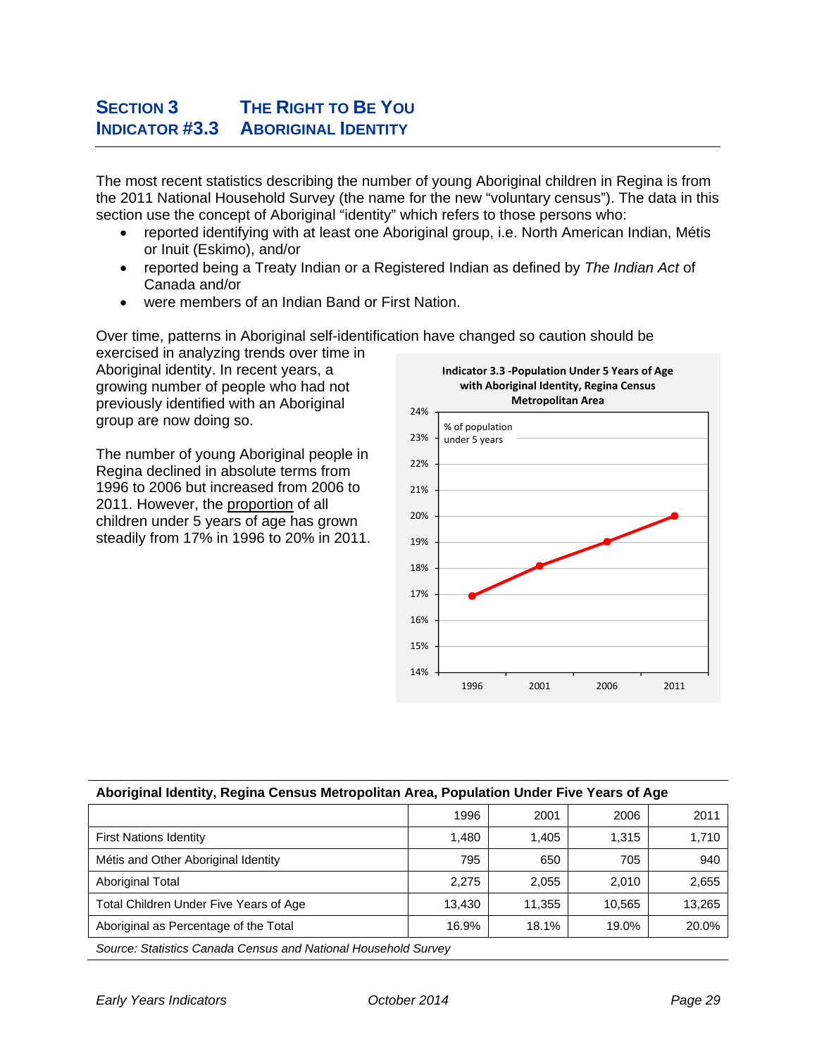## SECTION 3 THE RIGHT TO BE YOU
## INDICATOR #3.3 ABORIGINAL IDENTITY

The most recent statistics describing the number of young Aboriginal children in Regina is from the 2011 National Household Survey (the name for the new "voluntary census"). The data in this section use the concept of Aboriginal "identity" which refers to those persons who:

- reported identifying with at least one Aboriginal group, i.e. North American Indian, Métis or Inuit (Eskimo), and/or
- reported being a Treaty Indian or a Registered Indian as defined by *The Indian Act* of Canada and/or
- were members of an Indian Band or First Nation.

Over time, patterns in Aboriginal self-identification have changed so caution should be exercised in analyzing trends over time in Aboriginal identity. In recent years, a growing number of people who had not previously identified with an Aboriginal group are now doing so.

The number of young Aboriginal people in Regina declined in absolute terms from 1996 to 2006 but increased from 2006 to 2011. However, the proportion of all children under 5 years of age has grown steadily from 17% in 1996 to 20% in 2011.

**Indicator 3.3 -Population Under 5 Years of Age with Aboriginal Identity, Regina Census Metropolitan Area**

% of population under 5 years

| Year | % |
|---|---|
| 1996 | 17% |
| 2001 | 18% |
| 2006 | 19% |
| 2011 | 20% |

**Aboriginal Identity, Regina Census Metropolitan Area, Population Under Five Years of Age**

| | 1996 | 2001 | 2006 | 2011 |
|---|---|---|---|---|
| First Nations Identity | 1,480 | 1,405 | 1,315 | 1,710 |
| Métis and Other Aboriginal Identity | 795 | 650 | 705 | 940 |
| Aboriginal Total | 2,275 | 2,055 | 2,010 | 2,655 |
| Total Children Under Five Years of Age | 13,430 | 11,355 | 10,565 | 13,265 |
| Aboriginal as Percentage of the Total | 16.9% | 18.1% | 19.0% | 20.0% |

*Source: Statistics Canada Census and National Household Survey*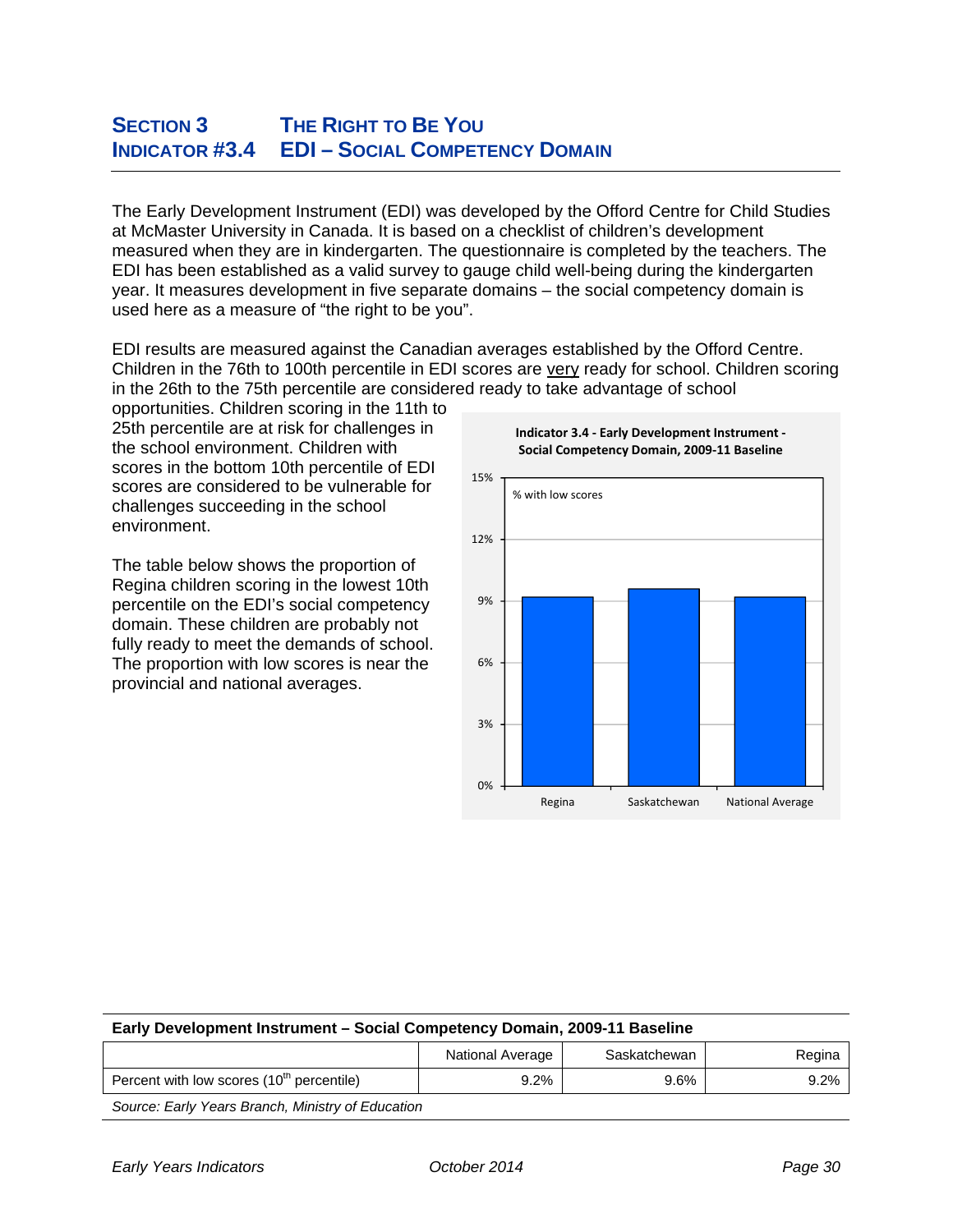## SECTION 3 THE RIGHT TO BE YOU
## INDICATOR #3.4 EDI – SOCIAL COMPETENCY DOMAIN

The Early Development Instrument (EDI) was developed by the Offord Centre for Child Studies at McMaster University in Canada. It is based on a checklist of children's development measured when they are in kindergarten. The questionnaire is completed by the teachers. The EDI has been established as a valid survey to gauge child well-being during the kindergarten year. It measures development in five separate domains – the social competency domain is used here as a measure of "the right to be you".

EDI results are measured against the Canadian averages established by the Offord Centre. Children in the 76th to 100th percentile in EDI scores are very ready for school. Children scoring in the 26th to the 75th percentile are considered ready to take advantage of school opportunities. Children scoring in the 11th to 25th percentile are at risk for challenges in the school environment. Children with scores in the bottom 10th percentile of EDI scores are considered to be vulnerable for challenges succeeding in the school environment.

The table below shows the proportion of Regina children scoring in the lowest 10th percentile on the EDI's social competency domain. These children are probably not fully ready to meet the demands of school. The proportion with low scores is near the provincial and national averages.

**Indicator 3.4 - Early Development Instrument - Social Competency Domain, 2009-11 Baseline**

% with low scores

| | Regina | Saskatchewan | National Average |
|---|---|---|---|
| % with low scores | 9.2% | 9.6% | 9.2% |

**Early Development Instrument – Social Competency Domain, 2009-11 Baseline**

| | National Average | Saskatchewan | Regina |
|---|---|---|---|
| Percent with low scores (10th percentile) | 9.2% | 9.6% | 9.2% |

*Source: Early Years Branch, Ministry of Education*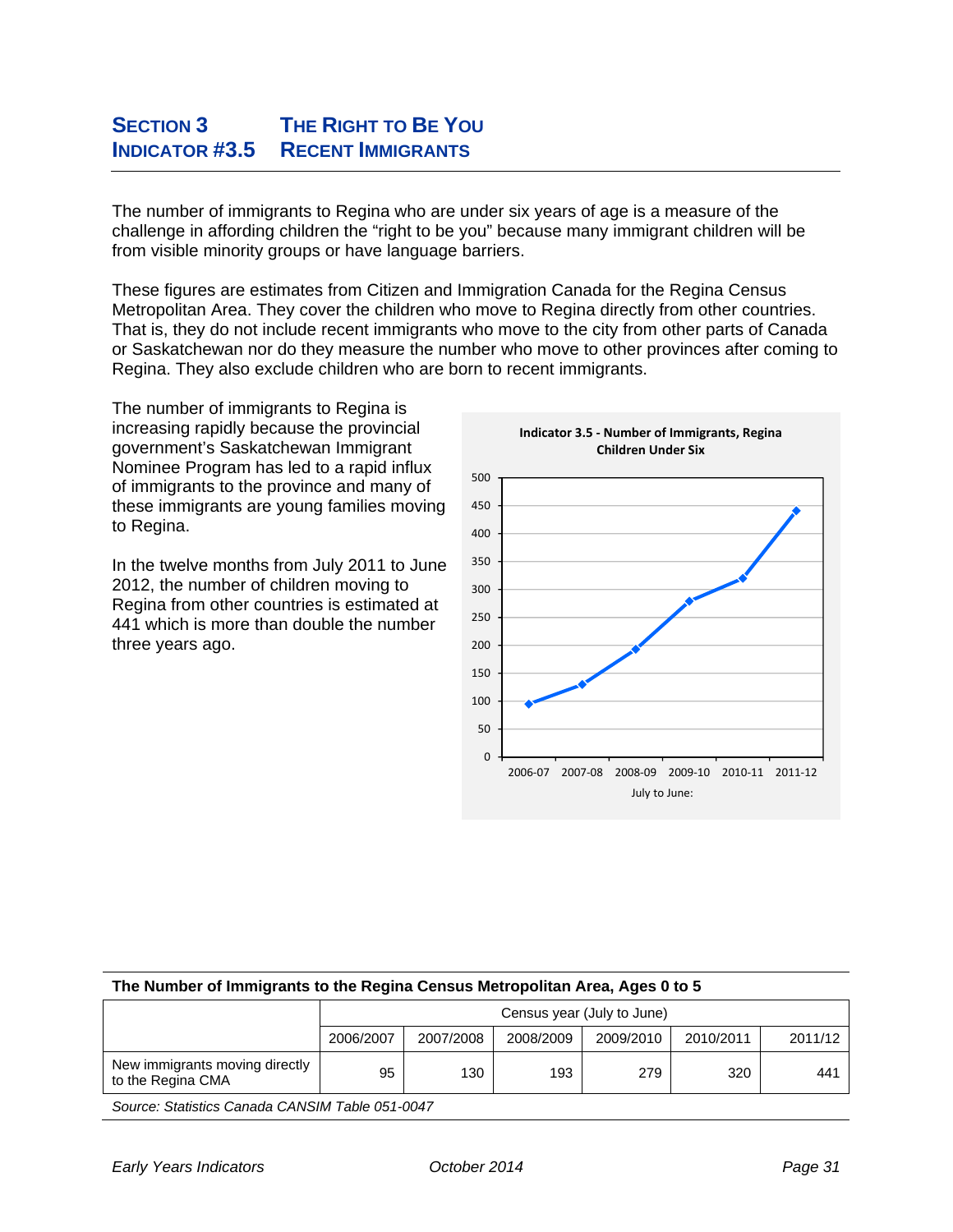## SECTION 3 THE RIGHT TO BE YOU
## INDICATOR #3.5 RECENT IMMIGRANTS

The number of immigrants to Regina who are under six years of age is a measure of the challenge in affording children the "right to be you" because many immigrant children will be from visible minority groups or have language barriers.

These figures are estimates from Citizen and Immigration Canada for the Regina Census Metropolitan Area. They cover the children who move to Regina directly from other countries. That is, they do not include recent immigrants who move to the city from other parts of Canada or Saskatchewan nor do they measure the number who move to other provinces after coming to Regina. They also exclude children who are born to recent immigrants.

The number of immigrants to Regina is increasing rapidly because the provincial government's Saskatchewan Immigrant Nominee Program has led to a rapid influx of immigrants to the province and many of these immigrants are young families moving to Regina.

In the twelve months from July 2011 to June 2012, the number of children moving to Regina from other countries is estimated at 441 which is more than double the number three years ago.

**Indicator 3.5 - Number of Immigrants, Regina Children Under Six**

**The Number of Immigrants to the Regina Census Metropolitan Area, Ages 0 to 5**

| | Census year (July to June) | | | | | |
|---|---|---|---|---|---|---|
| | 2006/2007 | 2007/2008 | 2008/2009 | 2009/2010 | 2010/2011 | 2011/12 |
| New immigrants moving directly to the Regina CMA | 95 | 130 | 193 | 279 | 320 | 441 |

*Source: Statistics Canada CANSIM Table 051-0047*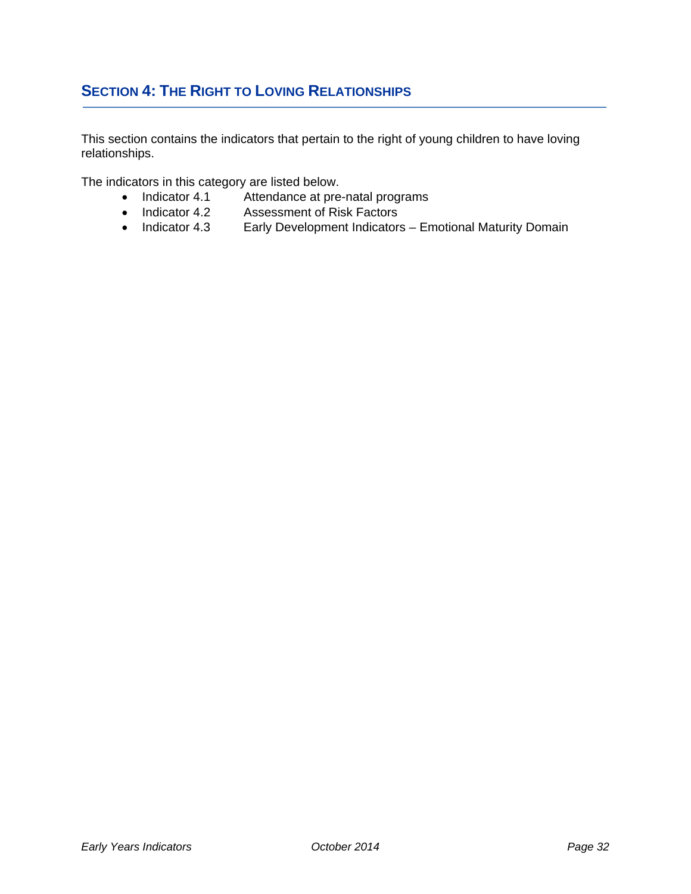## SECTION 4: THE RIGHT TO LOVING RELATIONSHIPS

This section contains the indicators that pertain to the right of young children to have loving relationships.

The indicators in this category are listed below.

- Indicator 4.1 Attendance at pre-natal programs
- Indicator 4.2 Assessment of Risk Factors
- Indicator 4.3 Early Development Indicators – Emotional Maturity Domain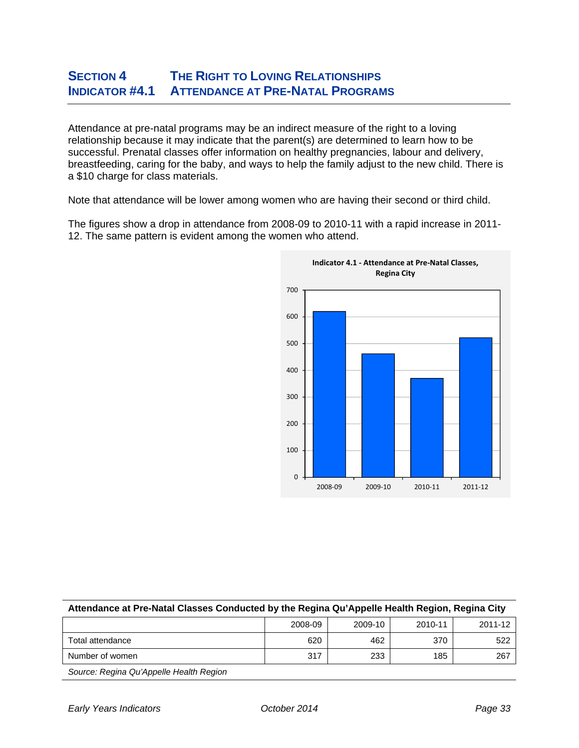## SECTION 4 THE RIGHT TO LOVING RELATIONSHIPS
## INDICATOR #4.1 ATTENDANCE AT PRE-NATAL PROGRAMS

Attendance at pre-natal programs may be an indirect measure of the right to a loving relationship because it may indicate that the parent(s) are determined to learn how to be successful. Prenatal classes offer information on healthy pregnancies, labour and delivery, breastfeeding, caring for the baby, and ways to help the family adjust to the new child. There is a $10 charge for class materials.

Note that attendance will be lower among women who are having their second or third child.

The figures show a drop in attendance from 2008-09 to 2010-11 with a rapid increase in 2011-12. The same pattern is evident among the women who attend.

**Indicator 4.1 - Attendance at Pre-Natal Classes, Regina City**

| | 2008-09 | 2009-10 | 2010-11 | 2011-12 |
|---|---|---|---|---|
| Attendance | 620 | 462 | 370 | 522 |

**Attendance at Pre-Natal Classes Conducted by the Regina Qu'Appelle Health Region, Regina City**

| | 2008-09 | 2009-10 | 2010-11 | 2011-12 |
|---|---|---|---|---|
| Total attendance | 620 | 462 | 370 | 522 |
| Number of women | 317 | 233 | 185 | 267 |

*Source: Regina Qu'Appelle Health Region*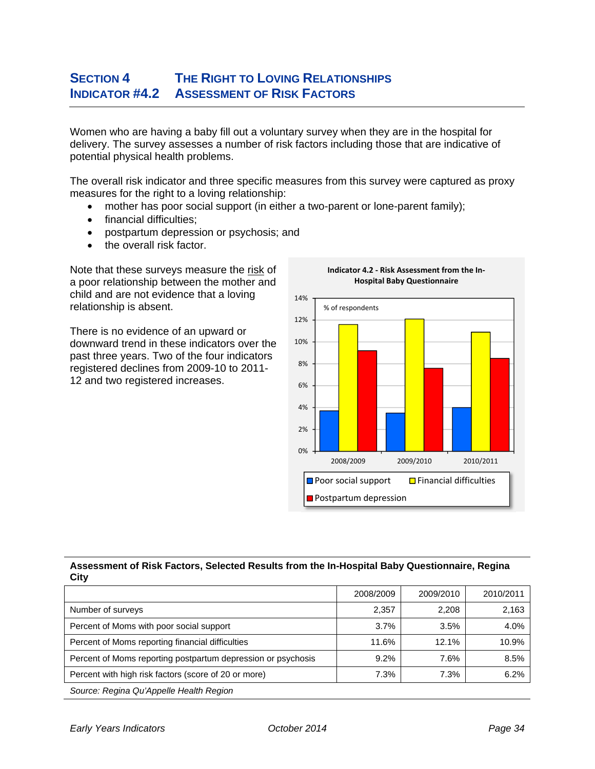# SECTION 4 — THE RIGHT TO LOVING RELATIONSHIPS
## INDICATOR #4.2 — ASSESSMENT OF RISK FACTORS

Women who are having a baby fill out a voluntary survey when they are in the hospital for delivery. The survey assesses a number of risk factors including those that are indicative of potential physical health problems.

The overall risk indicator and three specific measures from this survey were captured as proxy measures for the right to a loving relationship:

- mother has poor social support (in either a two-parent or lone-parent family);
- financial difficulties;
- postpartum depression or psychosis; and
- the overall risk factor.

Note that these surveys measure the risk of a poor relationship between the mother and child and are not evidence that a loving relationship is absent.

There is no evidence of an upward or downward trend in these indicators over the past three years. Two of the four indicators registered declines from 2009-10 to 2011-12 and two registered increases.

**Indicator 4.2 - Risk Assessment from the In-Hospital Baby Questionnaire**

**Assessment of Risk Factors, Selected Results from the In-Hospital Baby Questionnaire, Regina City**

| | 2008/2009 | 2009/2010 | 2010/2011 |
|---|---|---|---|
| Number of surveys | 2,357 | 2,208 | 2,163 |
| Percent of Moms with poor social support | 3.7% | 3.5% | 4.0% |
| Percent of Moms reporting financial difficulties | 11.6% | 12.1% | 10.9% |
| Percent of Moms reporting postpartum depression or psychosis | 9.2% | 7.6% | 8.5% |
| Percent with high risk factors (score of 20 or more) | 7.3% | 7.3% | 6.2% |

*Source: Regina Qu'Appelle Health Region*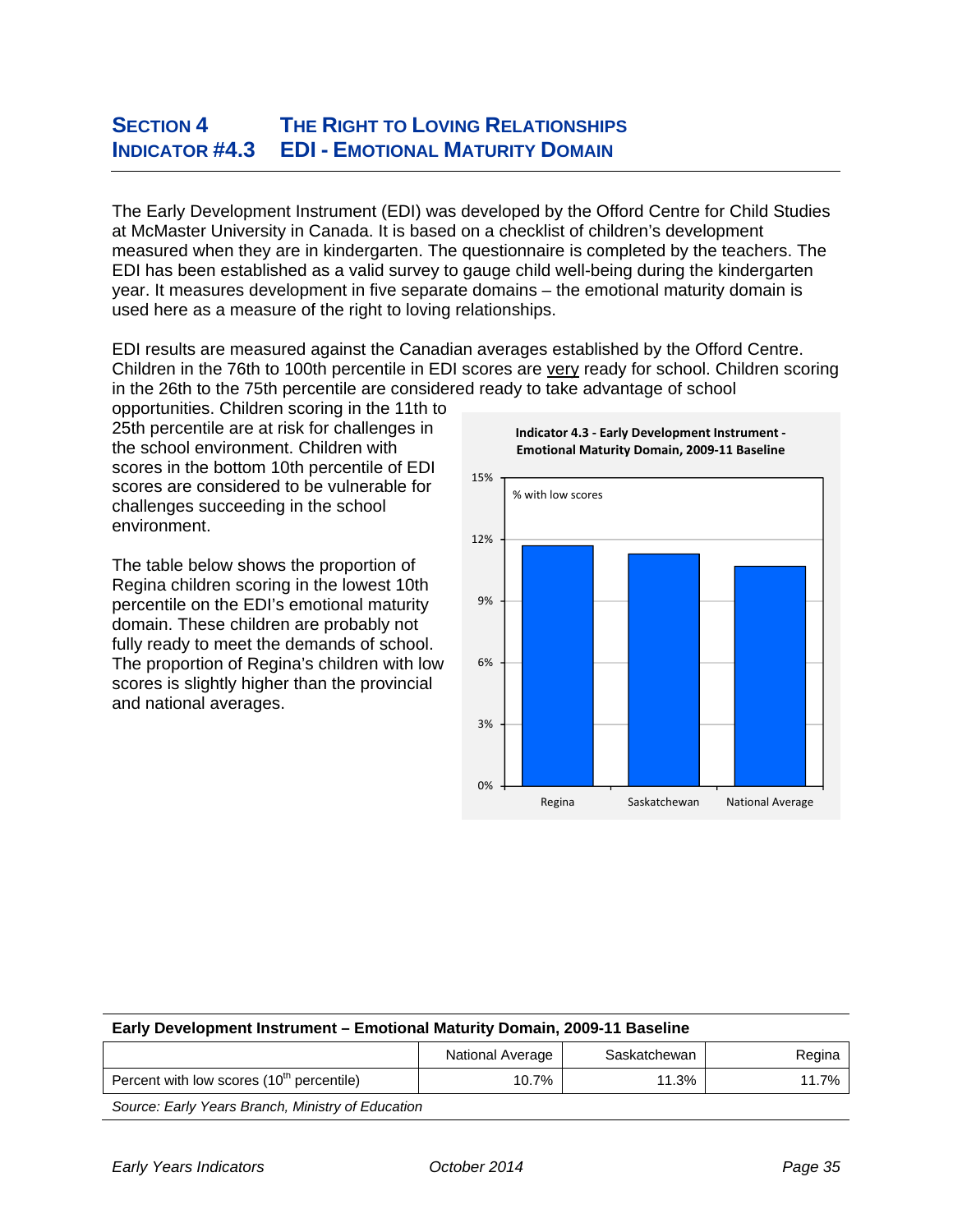## SECTION 4 THE RIGHT TO LOVING RELATIONSHIPS
## INDICATOR #4.3 EDI - EMOTIONAL MATURITY DOMAIN

The Early Development Instrument (EDI) was developed by the Offord Centre for Child Studies at McMaster University in Canada. It is based on a checklist of children's development measured when they are in kindergarten. The questionnaire is completed by the teachers. The EDI has been established as a valid survey to gauge child well-being during the kindergarten year. It measures development in five separate domains – the emotional maturity domain is used here as a measure of the right to loving relationships.

EDI results are measured against the Canadian averages established by the Offord Centre. Children in the 76th to 100th percentile in EDI scores are very ready for school. Children scoring in the 26th to the 75th percentile are considered ready to take advantage of school opportunities. Children scoring in the 11th to 25th percentile are at risk for challenges in the school environment. Children with scores in the bottom 10th percentile of EDI scores are considered to be vulnerable for challenges succeeding in the school environment.

The table below shows the proportion of Regina children scoring in the lowest 10th percentile on the EDI's emotional maturity domain. These children are probably not fully ready to meet the demands of school. The proportion of Regina's children with low scores is slightly higher than the provincial and national averages.

**Indicator 4.3 - Early Development Instrument - Emotional Maturity Domain, 2009-11 Baseline**

| | % with low scores |
|---|---|
| Regina | 11.7% |
| Saskatchewan | 11.3% |
| National Average | 10.7% |

**Early Development Instrument – Emotional Maturity Domain, 2009-11 Baseline**

| | National Average | Saskatchewan | Regina |
|---|---|---|---|
| Percent with low scores (10th percentile) | 10.7% | 11.3% | 11.7% |

*Source: Early Years Branch, Ministry of Education*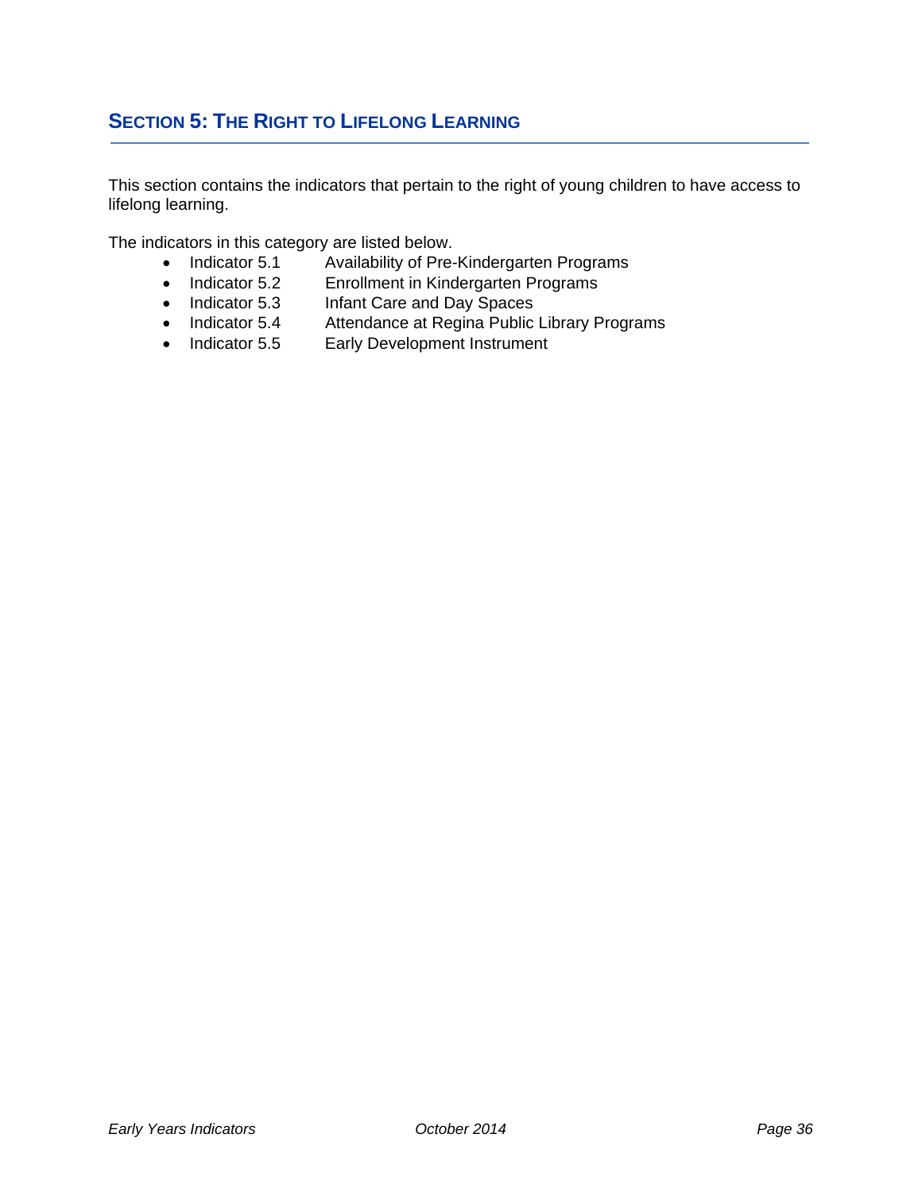## SECTION 5: THE RIGHT TO LIFELONG LEARNING

This section contains the indicators that pertain to the right of young children to have access to lifelong learning.

The indicators in this category are listed below.

- Indicator 5.1 Availability of Pre-Kindergarten Programs
- Indicator 5.2 Enrollment in Kindergarten Programs
- Indicator 5.3 Infant Care and Day Spaces
- Indicator 5.4 Attendance at Regina Public Library Programs
- Indicator 5.5 Early Development Instrument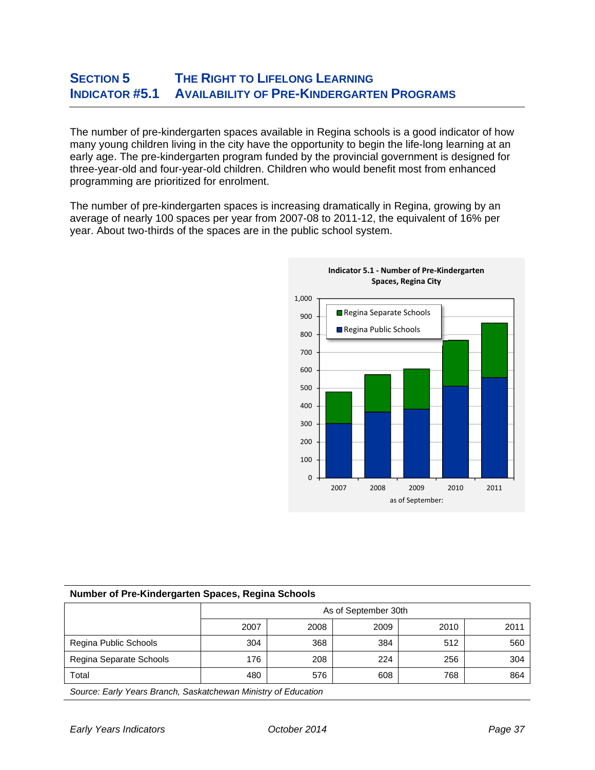## SECTION 5 THE RIGHT TO LIFELONG LEARNING
## INDICATOR #5.1 AVAILABILITY OF PRE-KINDERGARTEN PROGRAMS

The number of pre-kindergarten spaces available in Regina schools is a good indicator of how many young children living in the city have the opportunity to begin the life-long learning at an early age. The pre-kindergarten program funded by the provincial government is designed for three-year-old and four-year-old children. Children who would benefit most from enhanced programming are prioritized for enrolment.

The number of pre-kindergarten spaces is increasing dramatically in Regina, growing by an average of nearly 100 spaces per year from 2007-08 to 2011-12, the equivalent of 16% per year. About two-thirds of the spaces are in the public school system.

**Indicator 5.1 - Number of Pre-Kindergarten Spaces, Regina City**

**Number of Pre-Kindergarten Spaces, Regina Schools**

| | As of September 30th | | | | |
|---|---|---|---|---|---|
| | 2007 | 2008 | 2009 | 2010 | 2011 |
| Regina Public Schools | 304 | 368 | 384 | 512 | 560 |
| Regina Separate Schools | 176 | 208 | 224 | 256 | 304 |
| Total | 480 | 576 | 608 | 768 | 864 |

*Source: Early Years Branch, Saskatchewan Ministry of Education*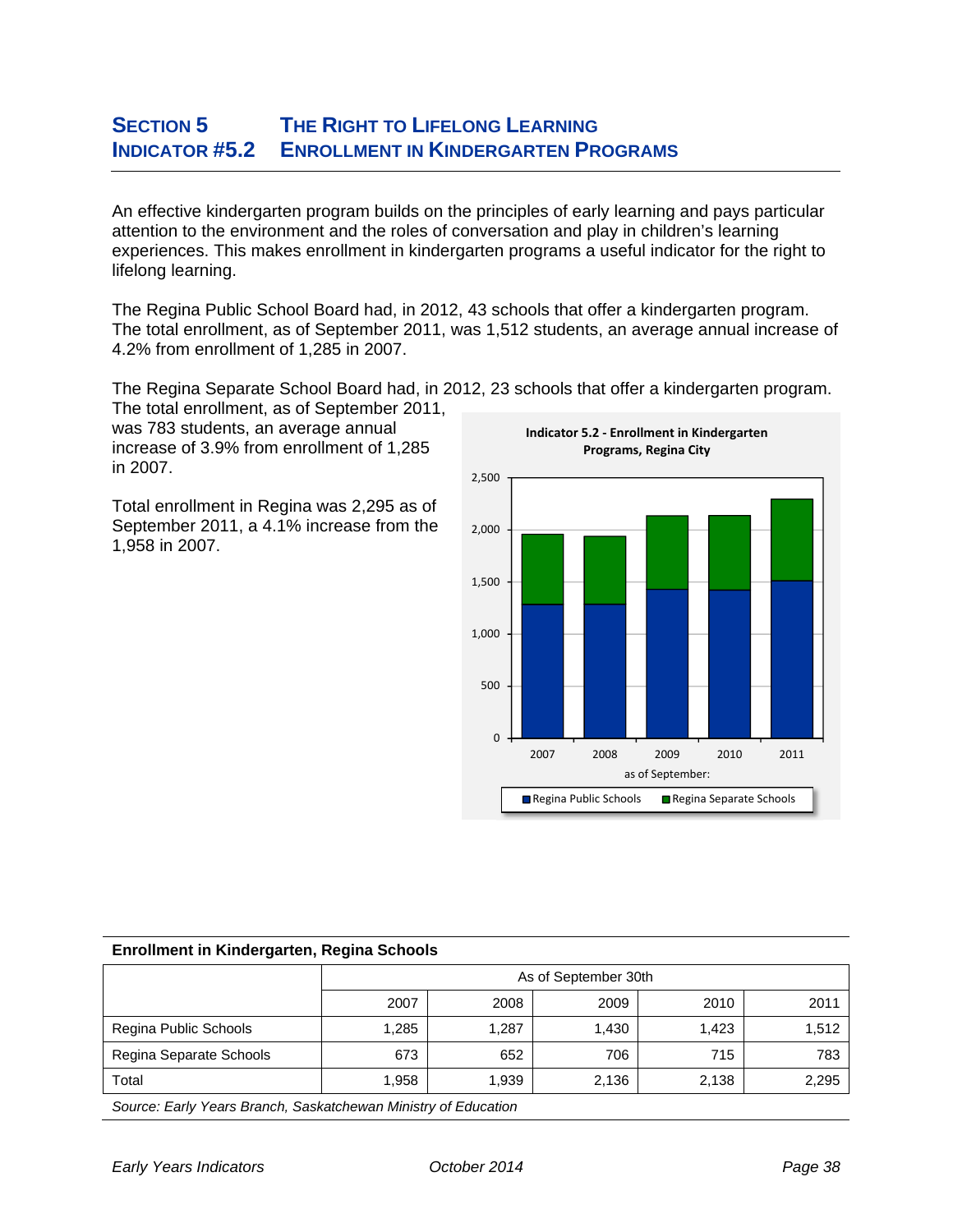## SECTION 5 THE RIGHT TO LIFELONG LEARNING
## INDICATOR #5.2 ENROLLMENT IN KINDERGARTEN PROGRAMS

An effective kindergarten program builds on the principles of early learning and pays particular attention to the environment and the roles of conversation and play in children's learning experiences. This makes enrollment in kindergarten programs a useful indicator for the right to lifelong learning.

The Regina Public School Board had, in 2012, 43 schools that offer a kindergarten program. The total enrollment, as of September 2011, was 1,512 students, an average annual increase of 4.2% from enrollment of 1,285 in 2007.

The Regina Separate School Board had, in 2012, 23 schools that offer a kindergarten program. The total enrollment, as of September 2011, was 783 students, an average annual increase of 3.9% from enrollment of 1,285 in 2007.

Total enrollment in Regina was 2,295 as of September 2011, a 4.1% increase from the 1,958 in 2007.

**Indicator 5.2 - Enrollment in Kindergarten Programs, Regina City**

**Enrollment in Kindergarten, Regina Schools**

| | As of September 30th | | | | |
|---|---|---|---|---|---|
| | 2007 | 2008 | 2009 | 2010 | 2011 |
| Regina Public Schools | 1,285 | 1,287 | 1,430 | 1,423 | 1,512 |
| Regina Separate Schools | 673 | 652 | 706 | 715 | 783 |
| Total | 1,958 | 1,939 | 2,136 | 2,138 | 2,295 |

*Source: Early Years Branch, Saskatchewan Ministry of Education*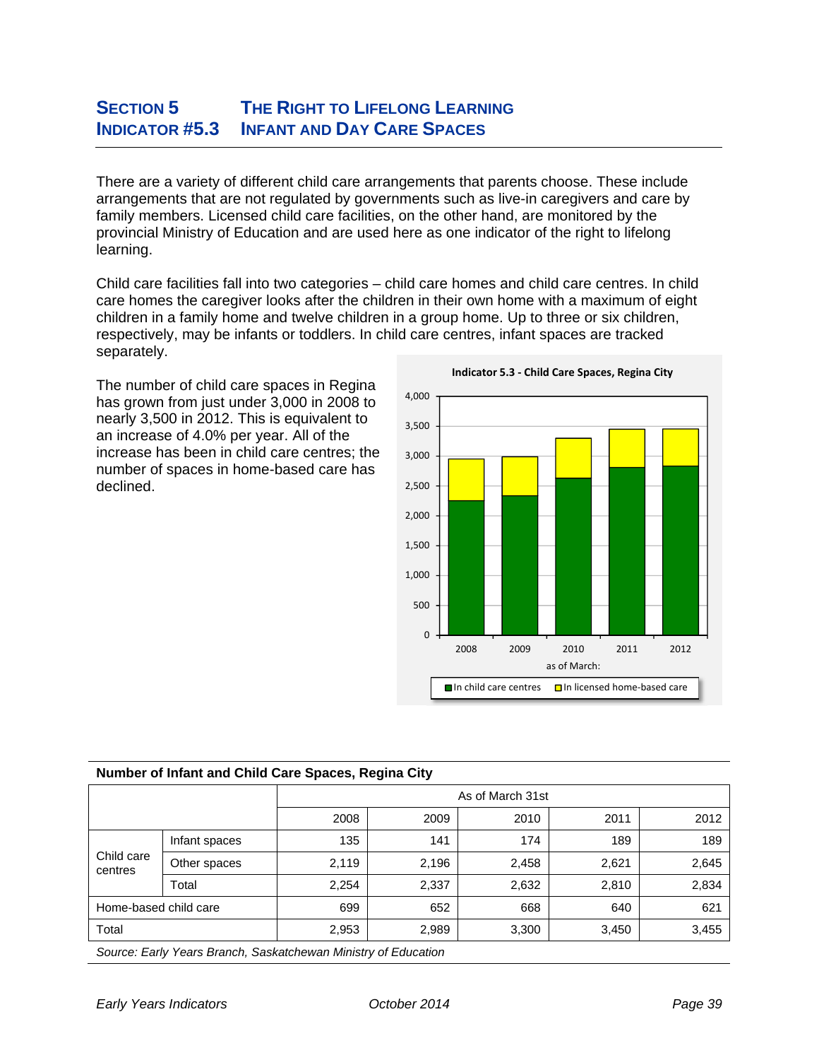## SECTION 5 THE RIGHT TO LIFELONG LEARNING
## INDICATOR #5.3 INFANT AND DAY CARE SPACES

There are a variety of different child care arrangements that parents choose. These include arrangements that are not regulated by governments such as live-in caregivers and care by family members. Licensed child care facilities, on the other hand, are monitored by the provincial Ministry of Education and are used here as one indicator of the right to lifelong learning.

Child care facilities fall into two categories – child care homes and child care centres. In child care homes the caregiver looks after the children in their own home with a maximum of eight children in a family home and twelve children in a group home. Up to three or six children, respectively, may be infants or toddlers. In child care centres, infant spaces are tracked separately.

The number of child care spaces in Regina has grown from just under 3,000 in 2008 to nearly 3,500 in 2012. This is equivalent to an increase of 4.0% per year. All of the increase has been in child care centres; the number of spaces in home-based care has declined.

**Indicator 5.3 - Child Care Spaces, Regina City**

**Number of Infant and Child Care Spaces, Regina City**

| | | As of March 31st | | | | |
|---|---|---|---|---|---|---|
| | | 2008 | 2009 | 2010 | 2011 | 2012 |
| Child care centres | Infant spaces | 135 | 141 | 174 | 189 | 189 |
| | Other spaces | 2,119 | 2,196 | 2,458 | 2,621 | 2,645 |
| | Total | 2,254 | 2,337 | 2,632 | 2,810 | 2,834 |
| Home-based child care | | 699 | 652 | 668 | 640 | 621 |
| Total | | 2,953 | 2,989 | 3,300 | 3,450 | 3,455 |

*Source: Early Years Branch, Saskatchewan Ministry of Education*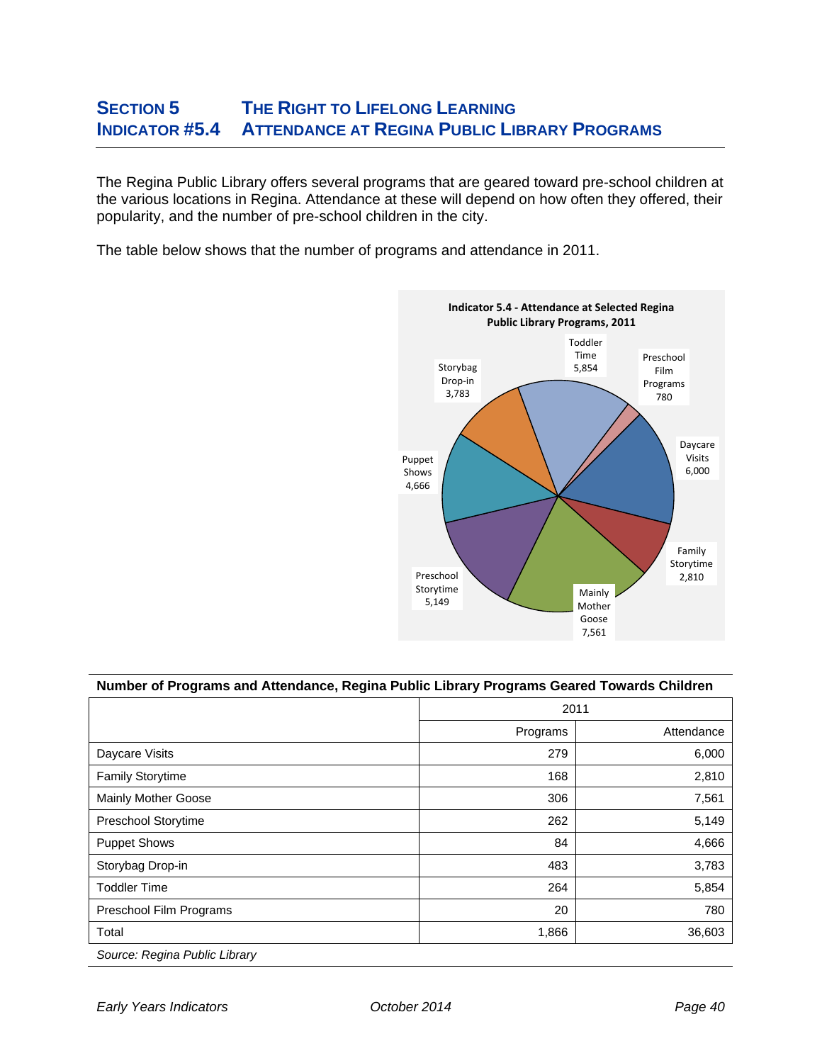## SECTION 5 THE RIGHT TO LIFELONG LEARNING
## INDICATOR #5.4 ATTENDANCE AT REGINA PUBLIC LIBRARY PROGRAMS

The Regina Public Library offers several programs that are geared toward pre-school children at the various locations in Regina. Attendance at these will depend on how often they offered, their popularity, and the number of pre-school children in the city.

The table below shows that the number of programs and attendance in 2011.

**Indicator 5.4 - Attendance at Selected Regina Public Library Programs, 2011**

Toddler Time 5,854; Preschool Film Programs 780; Daycare Visits 6,000; Family Storytime 2,810; Mainly Mother Goose 7,561; Preschool Storytime 5,149; Puppet Shows 4,666; Storybag Drop-in 3,783

**Number of Programs and Attendance, Regina Public Library Programs Geared Towards Children**

| | 2011 | |
|---|---|---|
| | Programs | Attendance |
| Daycare Visits | 279 | 6,000 |
| Family Storytime | 168 | 2,810 |
| Mainly Mother Goose | 306 | 7,561 |
| Preschool Storytime | 262 | 5,149 |
| Puppet Shows | 84 | 4,666 |
| Storybag Drop-in | 483 | 3,783 |
| Toddler Time | 264 | 5,854 |
| Preschool Film Programs | 20 | 780 |
| Total | 1,866 | 36,603 |

*Source: Regina Public Library*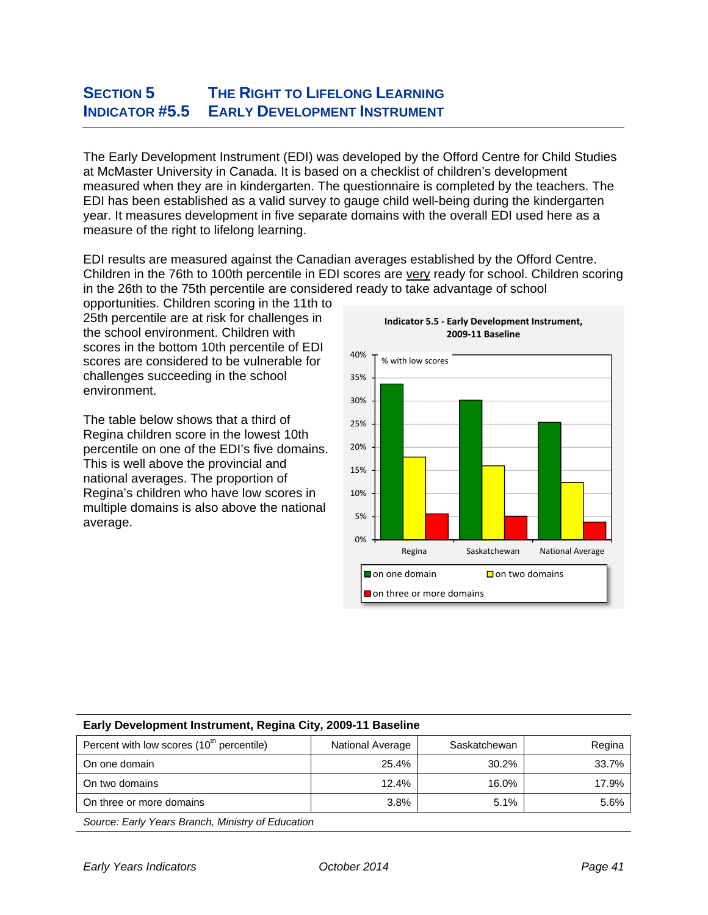# SECTION 5 THE RIGHT TO LIFELONG LEARNING
## INDICATOR #5.5 EARLY DEVELOPMENT INSTRUMENT

The Early Development Instrument (EDI) was developed by the Offord Centre for Child Studies at McMaster University in Canada. It is based on a checklist of children's development measured when they are in kindergarten. The questionnaire is completed by the teachers. The EDI has been established as a valid survey to gauge child well-being during the kindergarten year. It measures development in five separate domains with the overall EDI used here as a measure of the right to lifelong learning.

EDI results are measured against the Canadian averages established by the Offord Centre. Children in the 76th to 100th percentile in EDI scores are very ready for school. Children scoring in the 26th to the 75th percentile are considered ready to take advantage of school opportunities. Children scoring in the 11th to 25th percentile are at risk for challenges in the school environment. Children with scores in the bottom 10th percentile of EDI scores are considered to be vulnerable for challenges succeeding in the school environment.

The table below shows that a third of Regina children score in the lowest 10th percentile on one of the EDI's five domains. This is well above the provincial and national averages. The proportion of Regina's children who have low scores in multiple domains is also above the national average.

**Indicator 5.5 - Early Development Instrument, 2009-11 Baseline**

**Early Development Instrument, Regina City, 2009-11 Baseline**

| Percent with low scores (10th percentile) | National Average | Saskatchewan | Regina |
|---|---|---|---|
| On one domain | 25.4% | 30.2% | 33.7% |
| On two domains | 12.4% | 16.0% | 17.9% |
| On three or more domains | 3.8% | 5.1% | 5.6% |

*Source: Early Years Branch, Ministry of Education*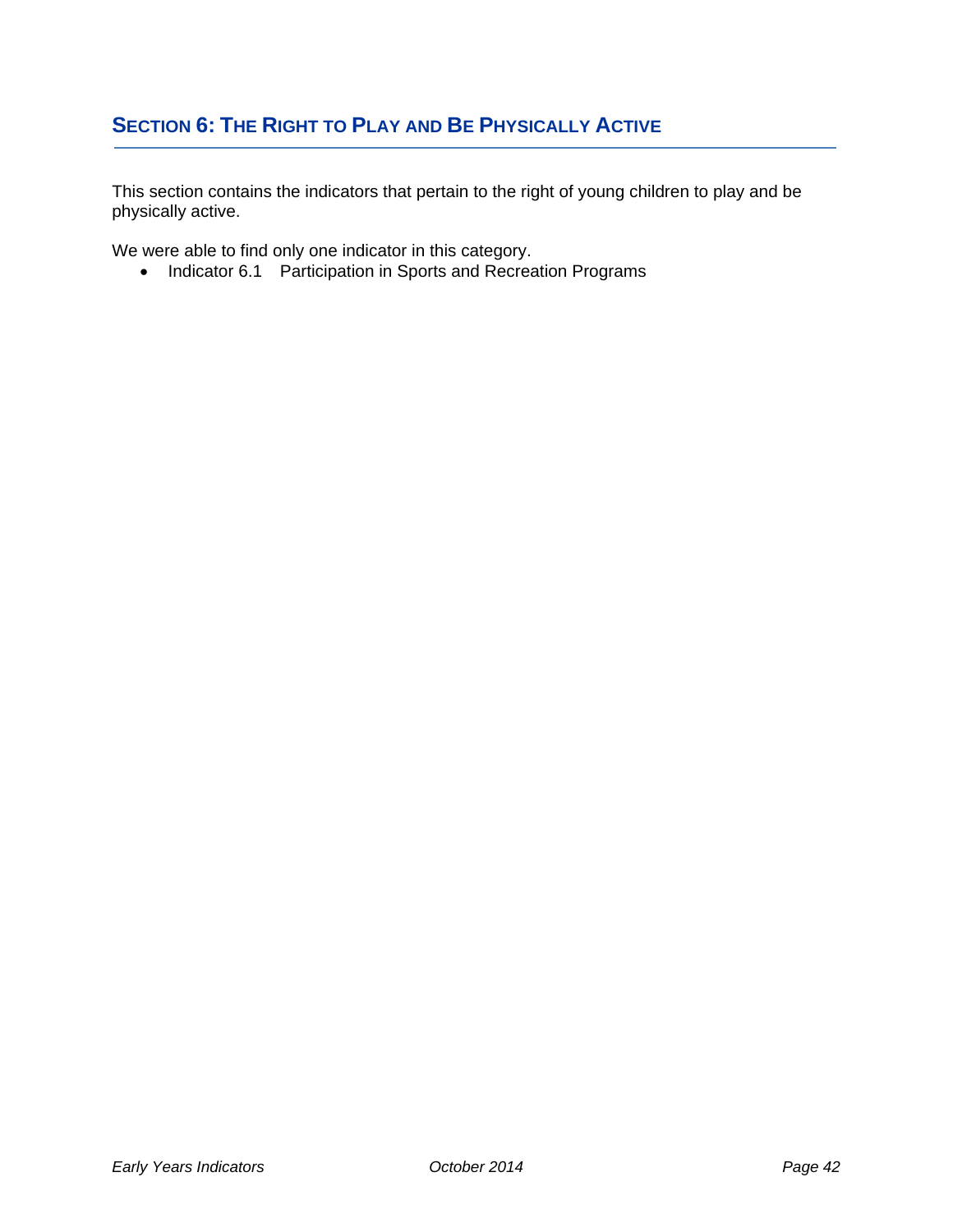## Section 6: The Right to Play and Be Physically Active

This section contains the indicators that pertain to the right of young children to play and be physically active.

We were able to find only one indicator in this category.

- Indicator 6.1 Participation in Sports and Recreation Programs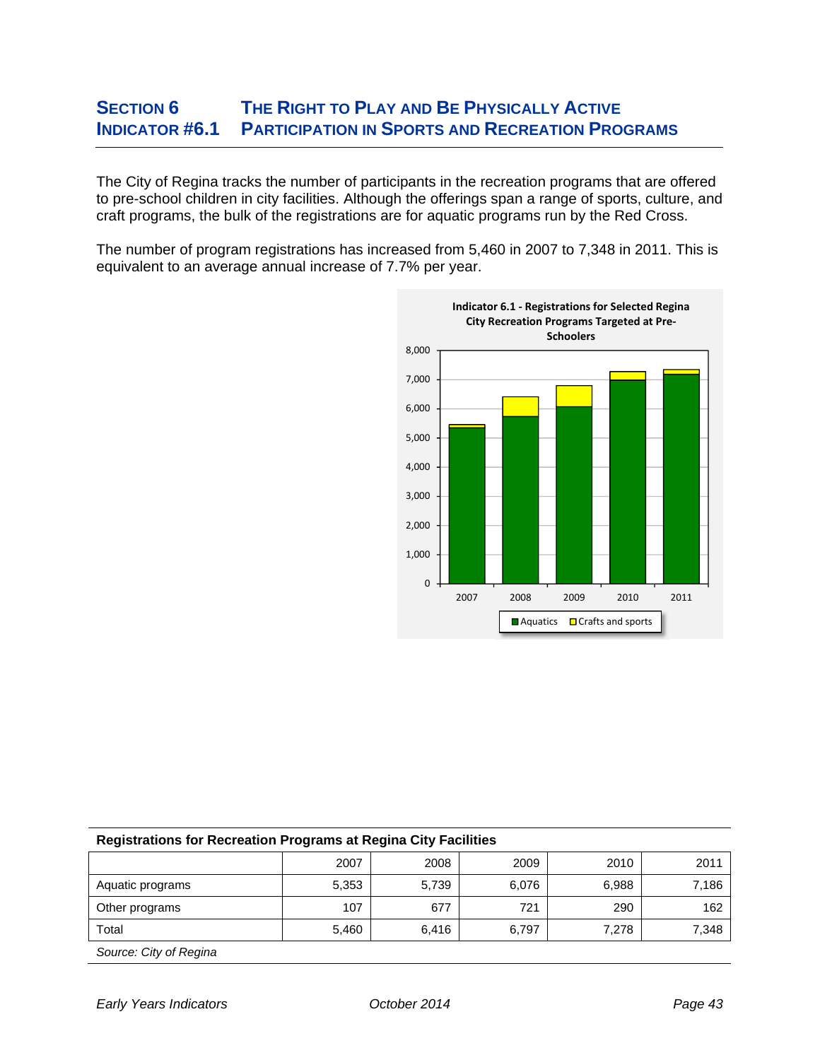## SECTION 6 THE RIGHT TO PLAY AND BE PHYSICALLY ACTIVE
## INDICATOR #6.1 PARTICIPATION IN SPORTS AND RECREATION PROGRAMS

The City of Regina tracks the number of participants in the recreation programs that are offered to pre-school children in city facilities. Although the offerings span a range of sports, culture, and craft programs, the bulk of the registrations are for aquatic programs run by the Red Cross.

The number of program registrations has increased from 5,460 in 2007 to 7,348 in 2011. This is equivalent to an average annual increase of 7.7% per year.

**Indicator 6.1 - Registrations for Selected Regina City Recreation Programs Targeted at Pre-Schoolers**

8,000
7,000
6,000
5,000
4,000
3,000
2,000
1,000
0

2007 2008 2009 2010 2011

Aquatics
Crafts and sports

**Registrations for Recreation Programs at Regina City Facilities**

| | 2007 | 2008 | 2009 | 2010 | 2011 |
|---|---|---|---|---|---|
| Aquatic programs | 5,353 | 5,739 | 6,076 | 6,988 | 7,186 |
| Other programs | 107 | 677 | 721 | 290 | 162 |
| Total | 5,460 | 6,416 | 6,797 | 7,278 | 7,348 |

*Source: City of Regina*